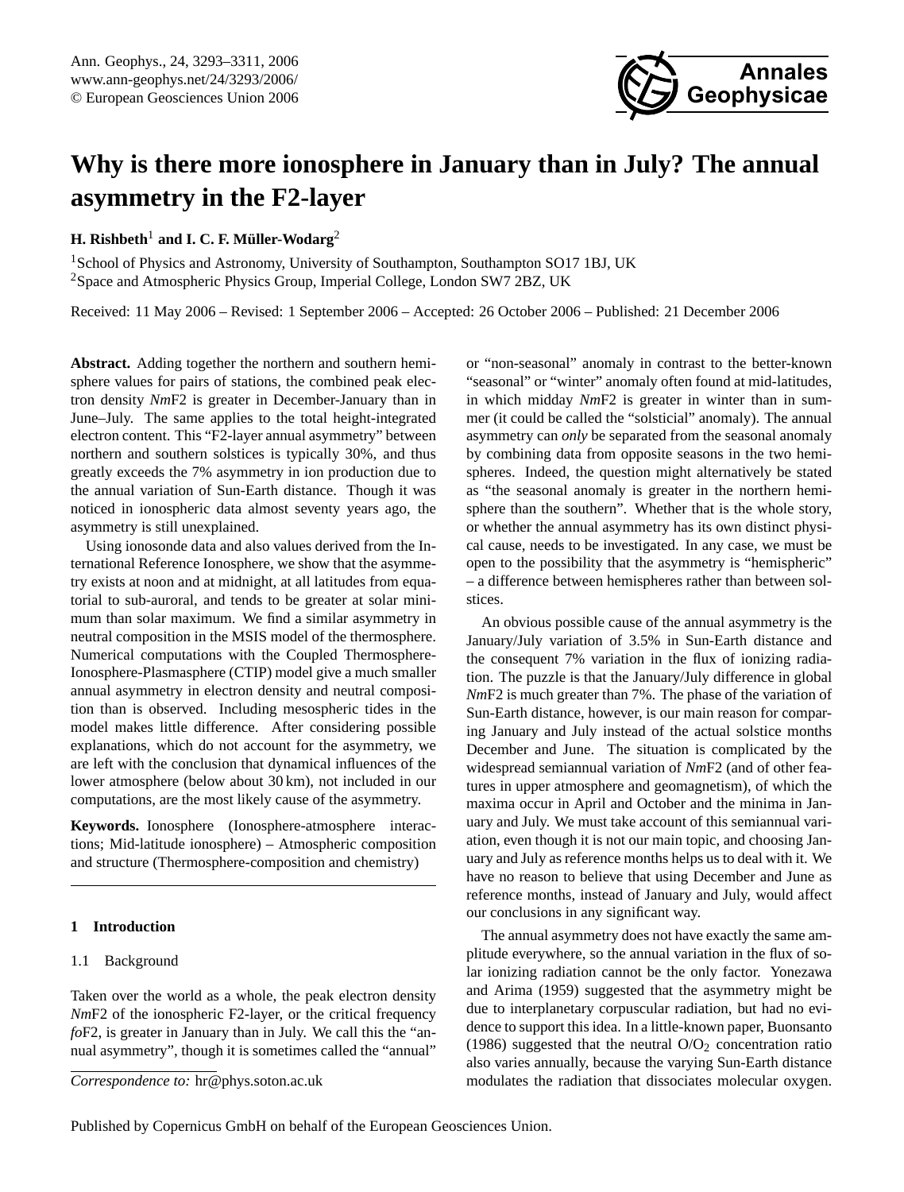# Why is there more ionosphere in January than in July? The annual asymmetry in the F2-layer

**H. Rishbeth**[1] **and I. C. F. Müller-Wodarg**[2]

[1]School of Physics and Astronomy, University of Southampton, Southampton SO17 1BJ, UK
[2]Space and Atmospheric Physics Group, Imperial College, London SW7 2BZ, UK

Received: 11 May 2006 – Revised: 1 September 2006 – Accepted: 26 October 2006 – Published: 21 December 2006

**Abstract.** Adding together the northern and southern hemisphere values for pairs of stations, the combined peak electron density *Nm*F2 is greater in December-January than in June–July. The same applies to the total height-integrated electron content. This "F2-layer annual asymmetry" between northern and southern solstices is typically 30%, and thus greatly exceeds the 7% asymmetry in ion production due to the annual variation of Sun-Earth distance. Though it was noticed in ionospheric data almost seventy years ago, the asymmetry is still unexplained.

Using ionosonde data and also values derived from the International Reference Ionosphere, we show that the asymmetry exists at noon and at midnight, at all latitudes from equatorial to sub-auroral, and tends to be greater at solar minimum than solar maximum. We find a similar asymmetry in neutral composition in the MSIS model of the thermosphere. Numerical computations with the Coupled Thermosphere-Ionosphere-Plasmasphere (CTIP) model give a much smaller annual asymmetry in electron density and neutral composition than is observed. Including mesospheric tides in the model makes little difference. After considering possible explanations, which do not account for the asymmetry, we are left with the conclusion that dynamical influences of the lower atmosphere (below about 30 km), not included in our computations, are the most likely cause of the asymmetry.

**Keywords.** Ionosphere (Ionosphere-atmosphere interactions; Mid-latitude ionosphere) – Atmospheric composition and structure (Thermosphere-composition and chemistry)

## 1 Introduction

### 1.1 Background

Taken over the world as a whole, the peak electron density *Nm*F2 of the ionospheric F2-layer, or the critical frequency *fo*F2, is greater in January than in July. We call this the "annual asymmetry", though it is sometimes called the "annual" or "non-seasonal" anomaly in contrast to the better-known "seasonal" or "winter" anomaly often found at mid-latitudes, in which midday *Nm*F2 is greater in winter than in summer (it could be called the "solsticial" anomaly). The annual asymmetry can *only* be separated from the seasonal anomaly by combining data from opposite seasons in the two hemispheres. Indeed, the question might alternatively be stated as "the seasonal anomaly is greater in the northern hemisphere than the southern". Whether that is the whole story, or whether the annual asymmetry has its own distinct physical cause, needs to be investigated. In any case, we must be open to the possibility that the asymmetry is "hemispheric" – a difference between hemispheres rather than between solstices.

An obvious possible cause of the annual asymmetry is the January/July variation of 3.5% in Sun-Earth distance and the consequent 7% variation in the flux of ionizing radiation. The puzzle is that the January/July difference in global *Nm*F2 is much greater than 7%. The phase of the variation of Sun-Earth distance, however, is our main reason for comparing January and July instead of the actual solstice months December and June. The situation is complicated by the widespread semiannual variation of *Nm*F2 (and of other features in upper atmosphere and geomagnetism), of which the maxima occur in April and October and the minima in January and July. We must take account of this semiannual variation, even though it is not our main topic, and choosing January and July as reference months helps us to deal with it. We have no reason to believe that using December and June as reference months, instead of January and July, would affect our conclusions in any significant way.

The annual asymmetry does not have exactly the same amplitude everywhere, so the annual variation in the flux of solar ionizing radiation cannot be the only factor. Yonezawa and Arima (1959) suggested that the asymmetry might be due to interplanetary corpuscular radiation, but had no evidence to support this idea. In a little-known paper, Buonsanto (1986) suggested that the neutral $O/O_2$ concentration ratio also varies annually, because the varying Sun-Earth distance modulates the radiation that dissociates molecular oxygen.

*Correspondence to:* hr@phys.soton.ac.uk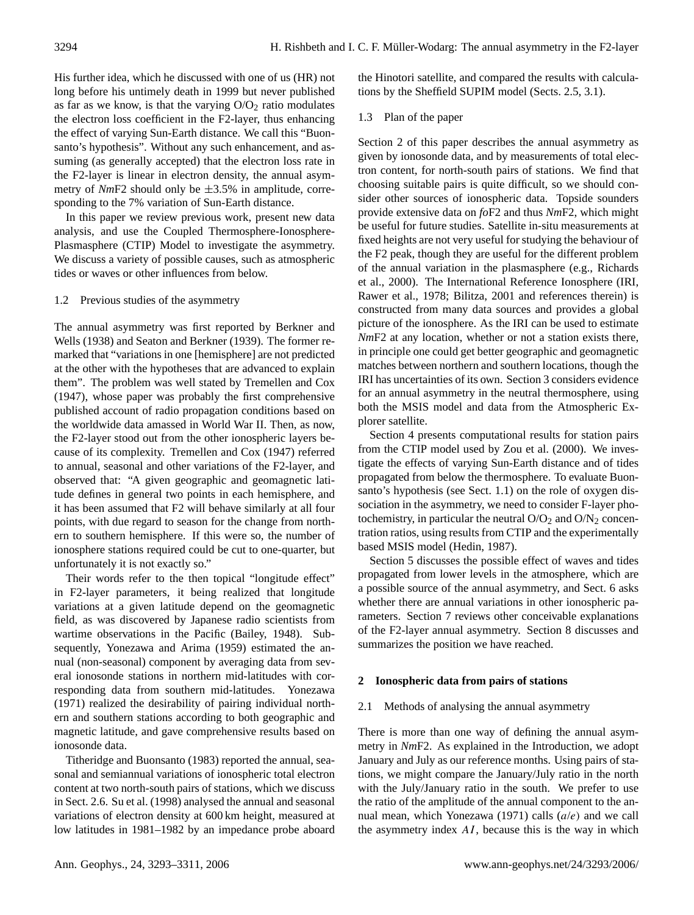His further idea, which he discussed with one of us (HR) not long before his untimely death in 1999 but never published as far as we know, is that the varying $O/O_2$ ratio modulates the electron loss coefficient in the F2-layer, thus enhancing the effect of varying Sun-Earth distance. We call this "Buonsanto's hypothesis". Without any such enhancement, and assuming (as generally accepted) that the electron loss rate in the F2-layer is linear in electron density, the annual asymmetry of *Nm*F2 should only be ±3.5% in amplitude, corresponding to the 7% variation of Sun-Earth distance.

In this paper we review previous work, present new data analysis, and use the Coupled Thermosphere-Ionosphere-Plasmasphere (CTIP) Model to investigate the asymmetry. We discuss a variety of possible causes, such as atmospheric tides or waves or other influences from below.

### 1.2 Previous studies of the asymmetry

The annual asymmetry was first reported by Berkner and Wells (1938) and Seaton and Berkner (1939). The former remarked that "variations in one [hemisphere] are not predicted at the other with the hypotheses that are advanced to explain them". The problem was well stated by Tremellen and Cox (1947), whose paper was probably the first comprehensive published account of radio propagation conditions based on the worldwide data amassed in World War II. Then, as now, the F2-layer stood out from the other ionospheric layers because of its complexity. Tremellen and Cox (1947) referred to annual, seasonal and other variations of the F2-layer, and observed that: "A given geographic and geomagnetic latitude defines in general two points in each hemisphere, and it has been assumed that F2 will behave similarly at all four points, with due regard to season for the change from northern to southern hemisphere. If this were so, the number of ionosphere stations required could be cut to one-quarter, but unfortunately it is not exactly so."

Their words refer to the then topical "longitude effect" in F2-layer parameters, it being realized that longitude variations at a given latitude depend on the geomagnetic field, as was discovered by Japanese radio scientists from wartime observations in the Pacific (Bailey, 1948). Subsequently, Yonezawa and Arima (1959) estimated the annual (non-seasonal) component by averaging data from several ionosonde stations in northern mid-latitudes with corresponding data from southern mid-latitudes. Yonezawa (1971) realized the desirability of pairing individual northern and southern stations according to both geographic and magnetic latitude, and gave comprehensive results based on ionosonde data.

Titheridge and Buonsanto (1983) reported the annual, seasonal and semiannual variations of ionospheric total electron content at two north-south pairs of stations, which we discuss in Sect. 2.6. Su et al. (1998) analysed the annual and seasonal variations of electron density at 600 km height, measured at low latitudes in 1981–1982 by an impedance probe aboard the Hinotori satellite, and compared the results with calculations by the Sheffield SUPIM model (Sects. 2.5, 3.1).

### 1.3 Plan of the paper

Section 2 of this paper describes the annual asymmetry as given by ionosonde data, and by measurements of total electron content, for north-south pairs of stations. We find that choosing suitable pairs is quite difficult, so we should consider other sources of ionospheric data. Topside sounders provide extensive data on *fo*F2 and thus *Nm*F2, which might be useful for future studies. Satellite in-situ measurements at fixed heights are not very useful for studying the behaviour of the F2 peak, though they are useful for the different problem of the annual variation in the plasmasphere (e.g., Richards et al., 2000). The International Reference Ionosphere (IRI, Rawer et al., 1978; Bilitza, 2001 and references therein) is constructed from many data sources and provides a global picture of the ionosphere. As the IRI can be used to estimate *Nm*F2 at any location, whether or not a station exists there, in principle one could get better geographic and geomagnetic matches between northern and southern locations, though the IRI has uncertainties of its own. Section 3 considers evidence for an annual asymmetry in the neutral thermosphere, using both the MSIS model and data from the Atmospheric Explorer satellite.

Section 4 presents computational results for station pairs from the CTIP model used by Zou et al. (2000). We investigate the effects of varying Sun-Earth distance and of tides propagated from below the thermosphere. To evaluate Buonsanto's hypothesis (see Sect. 1.1) on the role of oxygen dissociation in the asymmetry, we need to consider F-layer photochemistry, in particular the neutral $O/O_2$ and $O/N_2$ concentration ratios, using results from CTIP and the experimentally based MSIS model (Hedin, 1987).

Section 5 discusses the possible effect of waves and tides propagated from lower levels in the atmosphere, which are a possible source of the annual asymmetry, and Sect. 6 asks whether there are annual variations in other ionospheric parameters. Section 7 reviews other conceivable explanations of the F2-layer annual asymmetry. Section 8 discusses and summarizes the position we have reached.

## 2 Ionospheric data from pairs of stations

### 2.1 Methods of analysing the annual asymmetry

There is more than one way of defining the annual asymmetry in *Nm*F2. As explained in the Introduction, we adopt January and July as our reference months. Using pairs of stations, we might compare the January/July ratio in the north with the July/January ratio in the south. We prefer to use the ratio of the amplitude of the annual component to the annual mean, which Yonezawa (1971) calls $(a/e)$ and we call the asymmetry index $AI$, because this is the way in which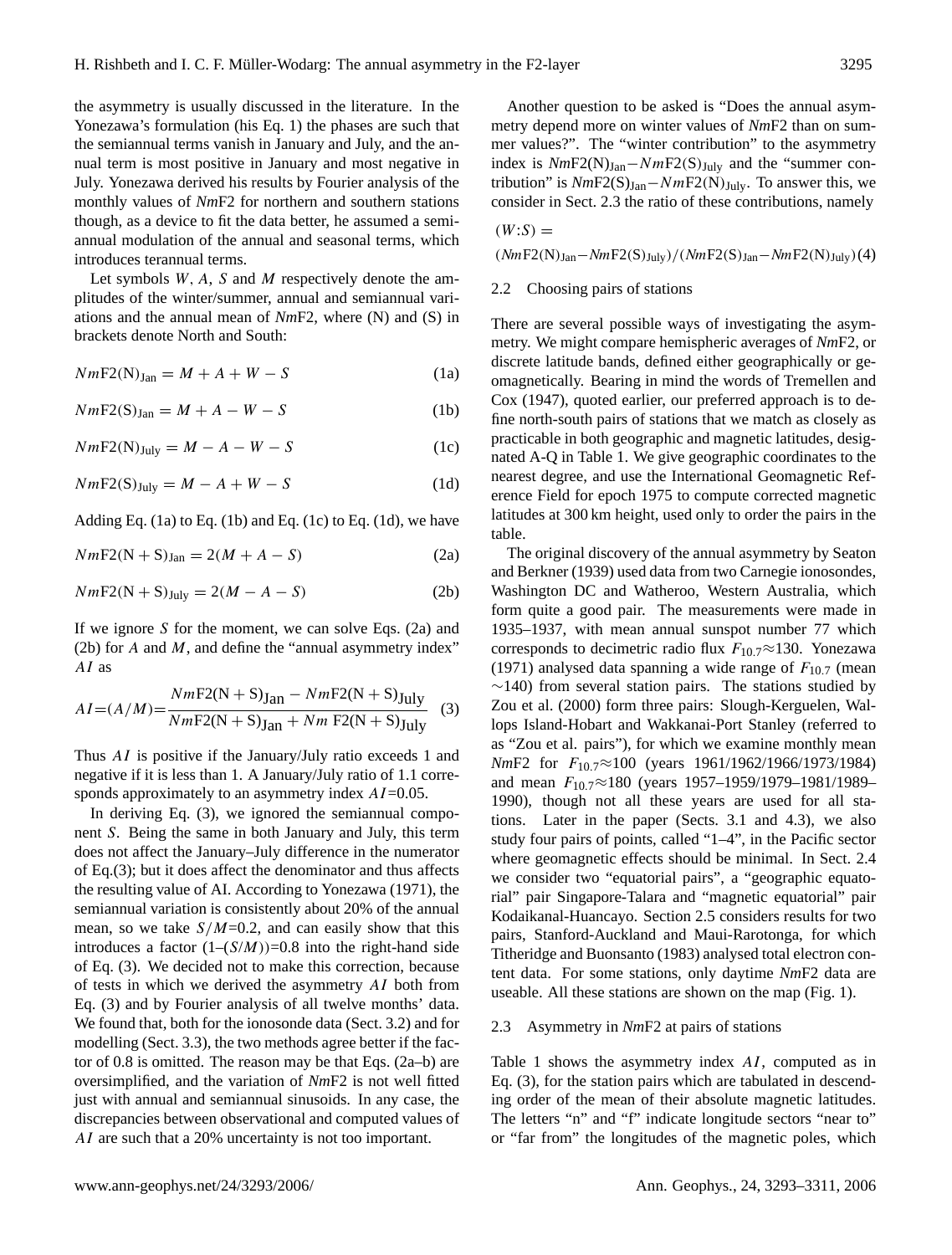the asymmetry is usually discussed in the literature. In the Yonezawa's formulation (his Eq. 1) the phases are such that the semiannual terms vanish in January and July, and the annual term is most positive in January and most negative in July. Yonezawa derived his results by Fourier analysis of the monthly values of *Nm*F2 for northern and southern stations though, as a device to fit the data better, he assumed a semiannual modulation of the annual and seasonal terms, which introduces terannual terms.

Let symbols $W$, $A$, $S$ and $M$ respectively denote the amplitudes of the winter/summer, annual and semiannual variations and the annual mean of *Nm*F2, where (N) and (S) in brackets denote North and South:

$$NmF2(N)_{Jan} = M + A + W - S \tag{1a}$$

$$NmF2(S)_{Jan} = M + A - W - S \tag{1b}$$

$$NmF2(N)_{July} = M - A - W - S \tag{1c}$$

$$NmF2(S)_{July} = M - A + W - S \tag{1d}$$

Adding Eq. (1a) to Eq. (1b) and Eq. (1c) to Eq. (1d), we have

$$NmF2(N+S)_{Jan} = 2(M + A - S) \tag{2a}$$

$$NmF2(N+S)_{July} = 2(M - A - S) \tag{2b}$$

If we ignore $S$ for the moment, we can solve Eqs. (2a) and (2b) for $A$ and $M$, and define the "annual asymmetry index" $AI$ as

$$AI = (A/M) = \frac{NmF2(N+S)_{Jan} - NmF2(N+S)_{July}}{NmF2(N+S)_{Jan} + Nm\ F2(N+S)_{July}} \tag{3}$$

Thus $AI$ is positive if the January/July ratio exceeds 1 and negative if it is less than 1. A January/July ratio of 1.1 corresponds approximately to an asymmetry index $AI$=0.05.

In deriving Eq. (3), we ignored the semiannual component $S$. Being the same in both January and July, this term does not affect the January–July difference in the numerator of Eq.(3); but it does affect the denominator and thus affects the resulting value of AI. According to Yonezawa (1971), the semiannual variation is consistently about 20% of the annual mean, so we take $S/M$=0.2, and can easily show that this introduces a factor $(1-(S/M))$=0.8 into the right-hand side of Eq. (3). We decided not to make this correction, because of tests in which we derived the asymmetry $AI$ both from Eq. (3) and by Fourier analysis of all twelve months' data. We found that, both for the ionosonde data (Sect. 3.2) and for modelling (Sect. 3.3), the two methods agree better if the factor of 0.8 is omitted. The reason may be that Eqs. (2a–b) are oversimplified, and the variation of *Nm*F2 is not well fitted just with annual and semiannual sinusoids. In any case, the discrepancies between observational and computed values of $AI$ are such that a 20% uncertainty is not too important.

Another question to be asked is "Does the annual asymmetry depend more on winter values of *Nm*F2 than on summer values?". The "winter contribution" to the asymmetry index is $NmF2(N)_{Jan} - NmF2(S)_{July}$ and the "summer contribution" is $NmF2(S)_{Jan} - NmF2(N)_{July}$. To answer this, we consider in Sect. 2.3 the ratio of these contributions, namely

$$(W{:}S) = (NmF2(N)_{Jan} - NmF2(S)_{July})/(NmF2(S)_{Jan} - NmF2(N)_{July}) \tag{4}$$

## 2.2 Choosing pairs of stations

There are several possible ways of investigating the asymmetry. We might compare hemispheric averages of *Nm*F2, or discrete latitude bands, defined either geographically or geomagnetically. Bearing in mind the words of Tremellen and Cox (1947), quoted earlier, our preferred approach is to define north-south pairs of stations that we match as closely as practicable in both geographic and magnetic latitudes, designated A-Q in Table 1. We give geographic coordinates to the nearest degree, and use the International Geomagnetic Reference Field for epoch 1975 to compute corrected magnetic latitudes at 300 km height, used only to order the pairs in the table.

The original discovery of the annual asymmetry by Seaton and Berkner (1939) used data from two Carnegie ionosondes, Washington DC and Watheroo, Western Australia, which form quite a good pair. The measurements were made in 1935–1937, with mean annual sunspot number 77 which corresponds to decimetric radio flux $F_{10.7}\approx130$. Yonezawa (1971) analysed data spanning a wide range of $F_{10.7}$ (mean $\sim$140) from several station pairs. The stations studied by Zou et al. (2000) form three pairs: Slough-Kerguelen, Wallops Island-Hobart and Wakkanai-Port Stanley (referred to as "Zou et al. pairs"), for which we examine monthly mean *Nm*F2 for $F_{10.7}\approx100$ (years 1961/1962/1966/1973/1984) and mean $F_{10.7}\approx180$ (years 1957–1959/1979–1981/1989–1990), though not all these years are used for all stations. Later in the paper (Sects. 3.1 and 4.3), we also study four pairs of points, called "1–4", in the Pacific sector where geomagnetic effects should be minimal. In Sect. 2.4 we consider two "equatorial pairs", a "geographic equatorial" pair Singapore-Talara and "magnetic equatorial" pair Kodaikanal-Huancayo. Section 2.5 considers results for two pairs, Stanford-Auckland and Maui-Rarotonga, for which Titheridge and Buonsanto (1983) analysed total electron content data. For some stations, only daytime *Nm*F2 data are useable. All these stations are shown on the map (Fig. 1).

## 2.3 Asymmetry in *Nm*F2 at pairs of stations

Table 1 shows the asymmetry index $AI$, computed as in Eq. (3), for the station pairs which are tabulated in descending order of the mean of their absolute magnetic latitudes. The letters "n" and "f" indicate longitude sectors "near to" or "far from" the longitudes of the magnetic poles, which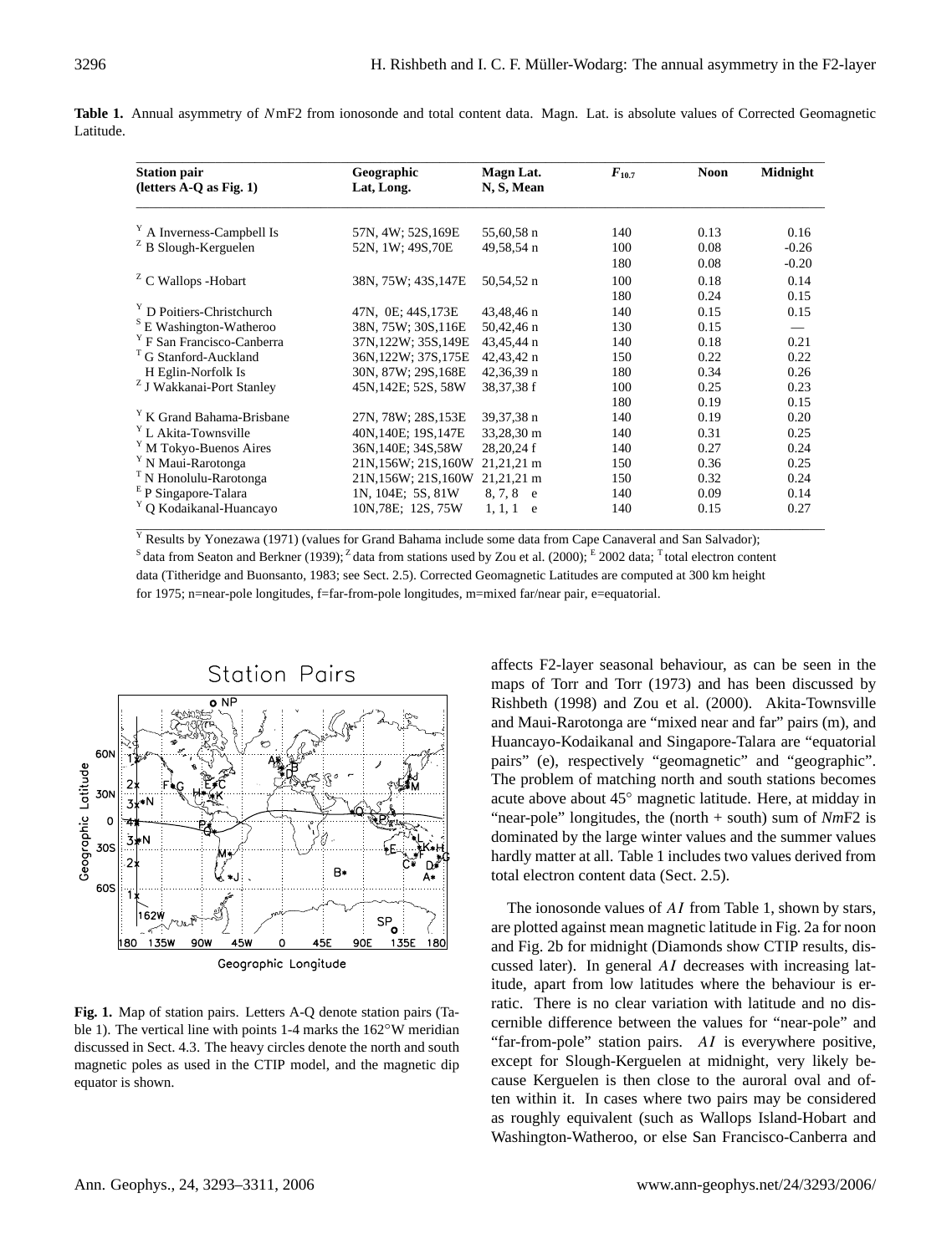**Table 1.** Annual asymmetry of $N$mF2 from ionosonde and total content data. Magn. Lat. is absolute values of Corrected Geomagnetic Latitude.

| Station pair (letters A-Q as Fig. 1) | Geographic Lat, Long. | Magn Lat. N, S, Mean | $F_{10.7}$ | Noon | Midnight |
|---|---|---|---|---|---|
| [Y] A Inverness-Campbell Is | 57N, 4W; 52S,169E | 55,60,58 n | 140 | 0.13 | 0.16 |
| [Z] B Slough-Kerguelen | 52N, 1W; 49S,70E | 49,58,54 n | 100 | 0.08 | -0.26 |
| | | | 180 | 0.08 | -0.20 |
| [Z] C Wallops -Hobart | 38N, 75W; 43S,147E | 50,54,52 n | 100 | 0.18 | 0.14 |
| | | | 180 | 0.24 | 0.15 |
| [Y] D Poitiers-Christchurch | 47N, 0E; 44S,173E | 43,48,46 n | 140 | 0.15 | 0.15 |
| [S] E Washington-Watheroo | 38N, 75W; 30S,116E | 50,42,46 n | 130 | 0.15 | — |
| [Y] F San Francisco-Canberra | 37N,122W; 35S,149E | 43,45,44 n | 140 | 0.18 | 0.21 |
| [T] G Stanford-Auckland | 36N,122W; 37S,175E | 42,43,42 n | 150 | 0.22 | 0.22 |
| H Eglin-Norfolk Is | 30N, 87W; 29S,168E | 42,36,39 n | 180 | 0.34 | 0.26 |
| [Z] J Wakkanai-Port Stanley | 45N,142E; 52S, 58W | 38,37,38 f | 100 | 0.25 | 0.23 |
| | | | 180 | 0.19 | 0.15 |
| [Y] K Grand Bahama-Brisbane | 27N, 78W; 28S,153E | 39,37,38 n | 140 | 0.19 | 0.20 |
| [Y] L Akita-Townsville | 40N,140E; 19S,147E | 33,28,30 m | 140 | 0.31 | 0.25 |
| [Y] M Tokyo-Buenos Aires | 36N,140E; 34S,58W | 28,20,24 f | 140 | 0.27 | 0.24 |
| [Y] N Maui-Rarotonga | 21N,156W; 21S,160W | 21,21,21 m | 150 | 0.36 | 0.25 |
| [T] N Honolulu-Rarotonga | 21N,156W; 21S,160W | 21,21,21 m | 150 | 0.32 | 0.24 |
| [E] P Singapore-Talara | 1N, 104E; 5S, 81W | 8, 7, 8 e | 140 | 0.09 | 0.14 |
| [Y] Q Kodaikanal-Huancayo | 10N,78E; 12S, 75W | 1, 1, 1 e | 140 | 0.15 | 0.27 |

[Y] Results by Yonezawa (1971) (values for Grand Bahama include some data from Cape Canaveral and San Salvador); [S] data from Seaton and Berkner (1939); [Z] data from stations used by Zou et al. (2000); [E] 2002 data; [T] total electron content data (Titheridge and Buonsanto, 1983; see Sect. 2.5). Corrected Geomagnetic Latitudes are computed at 300 km height for 1975; n=near-pole longitudes, f=far-from-pole longitudes, m=mixed far/near pair, e=equatorial.

**Fig. 1.** Map of station pairs. Letters A-Q denote station pairs (Table 1). The vertical line with points 1-4 marks the 162°W meridian discussed in Sect. 4.3. The heavy circles denote the north and south magnetic poles as used in the CTIP model, and the magnetic dip equator is shown.

affects F2-layer seasonal behaviour, as can be seen in the maps of Torr and Torr (1973) and has been discussed by Rishbeth (1998) and Zou et al. (2000). Akita-Townsville and Maui-Rarotonga are "mixed near and far" pairs (m), and Huancayo-Kodaikanal and Singapore-Talara are "equatorial pairs" (e), respectively "geomagnetic" and "geographic". The problem of matching north and south stations becomes acute above about 45° magnetic latitude. Here, at midday in "near-pole" longitudes, the (north + south) sum of $Nm$F2 is dominated by the large winter values and the summer values hardly matter at all. Table 1 includes two values derived from total electron content data (Sect. 2.5).

The ionosonde values of $AI$ from Table 1, shown by stars, are plotted against mean magnetic latitude in Fig. 2a for noon and Fig. 2b for midnight (Diamonds show CTIP results, discussed later). In general $AI$ decreases with increasing latitude, apart from low latitudes where the behaviour is erratic. There is no clear variation with latitude and no discernible difference between the values for "near-pole" and "far-from-pole" station pairs. $AI$ is everywhere positive, except for Slough-Kerguelen at midnight, very likely because Kerguelen is then close to the auroral oval and often within it. In cases where two pairs may be considered as roughly equivalent (such as Wallops Island-Hobart and Washington-Watheroo, or else San Francisco-Canberra and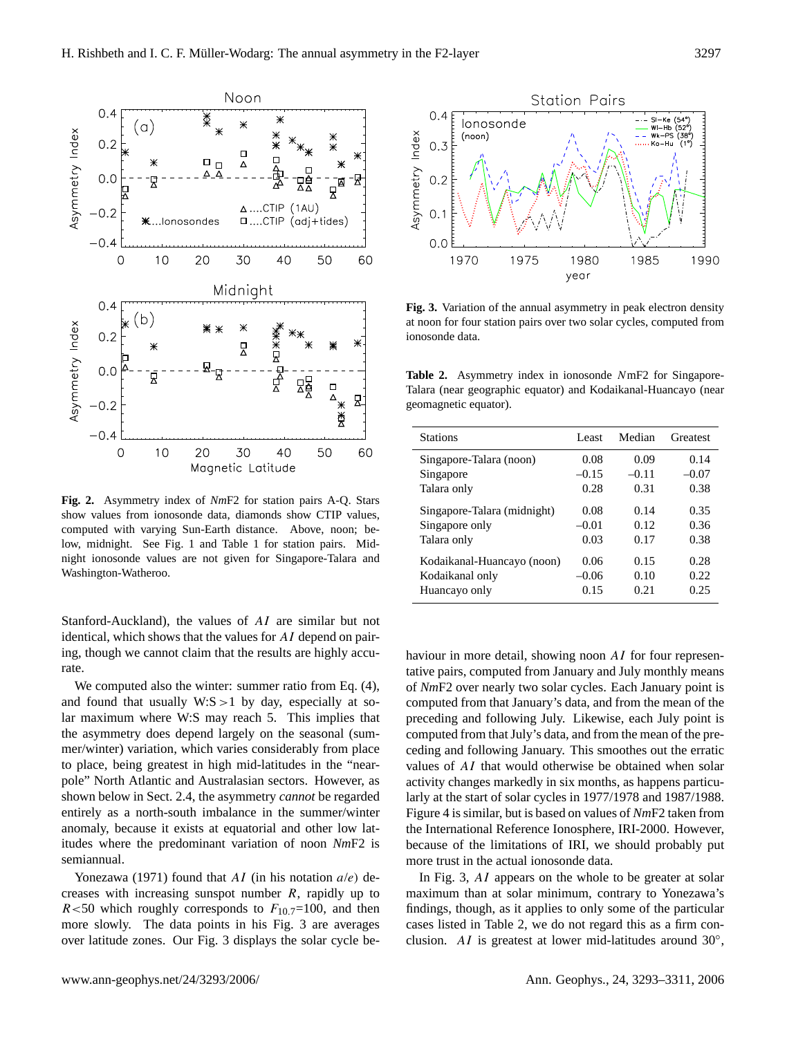**Fig. 2.** Asymmetry index of *Nm*F2 for station pairs A-Q. Stars show values from ionosonde data, diamonds show CTIP values, computed with varying Sun-Earth distance. Above, noon; below, midnight. See Fig. 1 and Table 1 for station pairs. Midnight ionosonde values are not given for Singapore-Talara and Washington-Watheroo.

Stanford-Auckland), the values of $AI$ are similar but not identical, which shows that the values for $AI$ depend on pairing, though we cannot claim that the results are highly accurate.

We computed also the winter: summer ratio from Eq. (4), and found that usually W:S >1 by day, especially at solar maximum where W:S may reach 5. This implies that the asymmetry does depend largely on the seasonal (summer/winter) variation, which varies considerably from place to place, being greatest in high mid-latitudes in the "near-pole" North Atlantic and Australasian sectors. However, as shown below in Sect. 2.4, the asymmetry *cannot* be regarded entirely as a north-south imbalance in the summer/winter anomaly, because it exists at equatorial and other low latitudes where the predominant variation of noon *Nm*F2 is semiannual.

Yonezawa (1971) found that $AI$ (in his notation $a/e$) decreases with increasing sunspot number $R$, rapidly up to $R<50$ which roughly corresponds to $F_{10.7}$=100, and then more slowly. The data points in his Fig. 3 are averages over latitude zones. Our Fig. 3 displays the solar cycle behaviour in more detail, showing noon $AI$ for four representative pairs, computed from January and July monthly means of *Nm*F2 over nearly two solar cycles. Each January point is computed from that January's data, and from the mean of the preceding and following July. Likewise, each July point is computed from that July's data, and from the mean of the preceding and following January. This smoothes out the erratic values of $AI$ that would otherwise be obtained when solar activity changes markedly in six months, as happens particularly at the start of solar cycles in 1977/1978 and 1987/1988. Figure 4 is similar, but is based on values of *Nm*F2 taken from the International Reference Ionosphere, IRI-2000. However, because of the limitations of IRI, we should probably put more trust in the actual ionosonde data.

**Fig. 3.** Variation of the annual asymmetry in peak electron density at noon for four station pairs over two solar cycles, computed from ionosonde data.

**Table 2.** Asymmetry index in ionosonde $N$mF2 for Singapore-Talara (near geographic equator) and Kodaikanal-Huancayo (near geomagnetic equator).

| Stations | Least | Median | Greatest |
|---|---|---|---|
| Singapore-Talara (noon) | 0.08 | 0.09 | 0.14 |
| Singapore | –0.15 | –0.11 | –0.07 |
| Talara only | 0.28 | 0.31 | 0.38 |
| Singapore-Talara (midnight) | 0.08 | 0.14 | 0.35 |
| Singapore only | –0.01 | 0.12 | 0.36 |
| Talara only | 0.03 | 0.17 | 0.38 |
| Kodaikanal-Huancayo (noon) | 0.06 | 0.15 | 0.28 |
| Kodaikanal only | –0.06 | 0.10 | 0.22 |
| Huancayo only | 0.15 | 0.21 | 0.25 |

In Fig. 3, $AI$ appears on the whole to be greater at solar maximum than at solar minimum, contrary to Yonezawa's findings, though, as it applies to only some of the particular cases listed in Table 2, we do not regard this as a firm conclusion. $AI$ is greatest at lower mid-latitudes around 30°,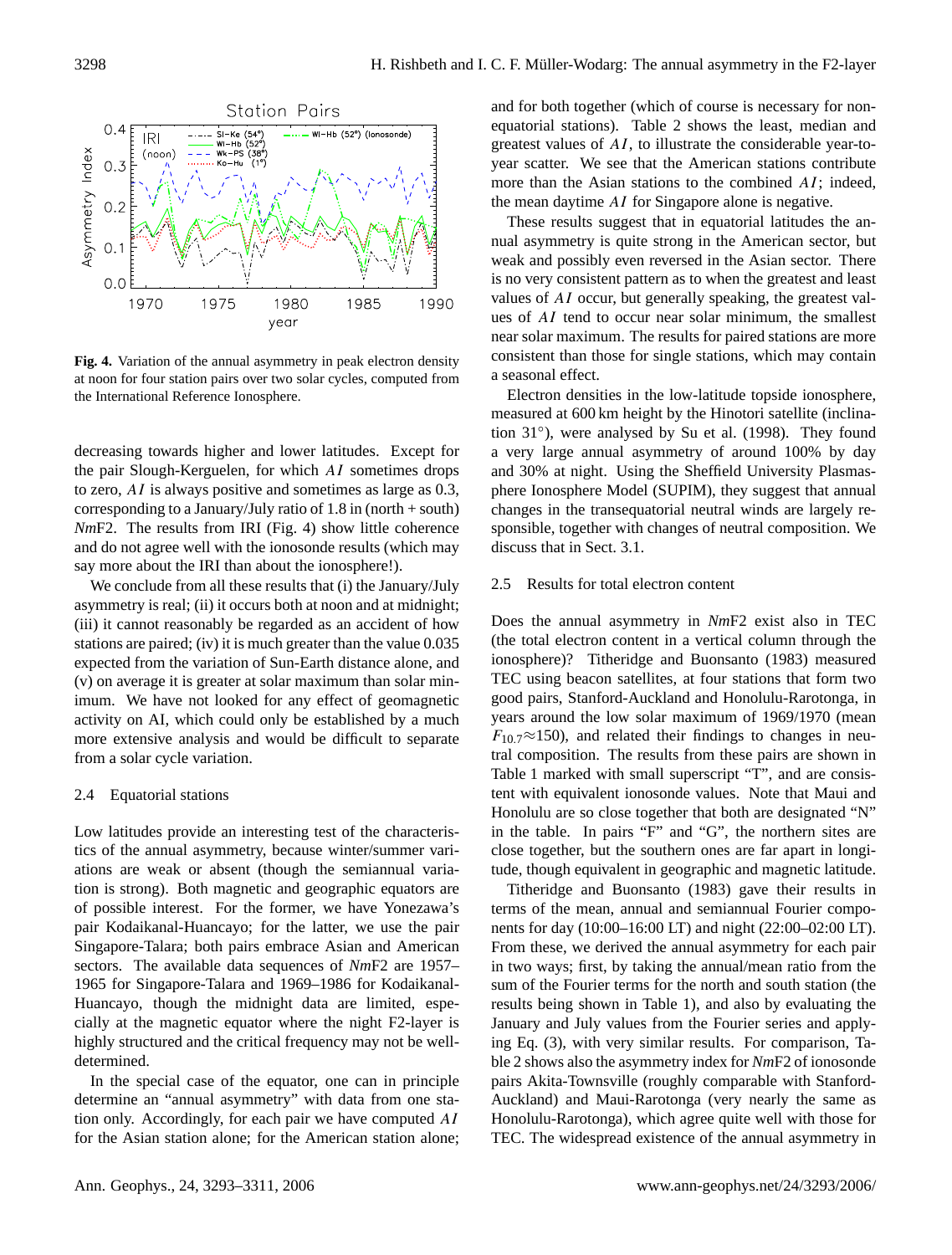**Fig. 4.** Variation of the annual asymmetry in peak electron density at noon for four station pairs over two solar cycles, computed from the International Reference Ionosphere.

decreasing towards higher and lower latitudes. Except for the pair Slough-Kerguelen, for which $AI$ sometimes drops to zero, $AI$ is always positive and sometimes as large as 0.3, corresponding to a January/July ratio of 1.8 in (north + south) *Nm*F2. The results from IRI (Fig. 4) show little coherence and do not agree well with the ionosonde results (which may say more about the IRI than about the ionosphere!).

We conclude from all these results that (i) the January/July asymmetry is real; (ii) it occurs both at noon and at midnight; (iii) it cannot reasonably be regarded as an accident of how stations are paired; (iv) it is much greater than the value 0.035 expected from the variation of Sun-Earth distance alone, and (v) on average it is greater at solar maximum than solar minimum. We have not looked for any effect of geomagnetic activity on AI, which could only be established by a much more extensive analysis and would be difficult to separate from a solar cycle variation.

### 2.4 Equatorial stations

Low latitudes provide an interesting test of the characteristics of the annual asymmetry, because winter/summer variations are weak or absent (though the semiannual variation is strong). Both magnetic and geographic equators are of possible interest. For the former, we have Yonezawa's pair Kodaikanal-Huancayo; for the latter, we use the pair Singapore-Talara; both pairs embrace Asian and American sectors. The available data sequences of *Nm*F2 are 1957–1965 for Singapore-Talara and 1969–1986 for Kodaikanal-Huancayo, though the midnight data are limited, especially at the magnetic equator where the night F2-layer is highly structured and the critical frequency may not be well-determined.

In the special case of the equator, one can in principle determine an "annual asymmetry" with data from one station only. Accordingly, for each pair we have computed $AI$ for the Asian station alone; for the American station alone; and for both together (which of course is necessary for non-equatorial stations). Table 2 shows the least, median and greatest values of $AI$, to illustrate the considerable year-to-year scatter. We see that the American stations contribute more than the Asian stations to the combined $AI$; indeed, the mean daytime $AI$ for Singapore alone is negative.

These results suggest that in equatorial latitudes the annual asymmetry is quite strong in the American sector, but weak and possibly even reversed in the Asian sector. There is no very consistent pattern as to when the greatest and least values of $AI$ occur, but generally speaking, the greatest values of $AI$ tend to occur near solar minimum, the smallest near solar maximum. The results for paired stations are more consistent than those for single stations, which may contain a seasonal effect.

Electron densities in the low-latitude topside ionosphere, measured at 600 km height by the Hinotori satellite (inclination 31°), were analysed by Su et al. (1998). They found a very large annual asymmetry of around 100% by day and 30% at night. Using the Sheffield University Plasmasphere Ionosphere Model (SUPIM), they suggest that annual changes in the transequatorial neutral winds are largely responsible, together with changes of neutral composition. We discuss that in Sect. 3.1.

### 2.5 Results for total electron content

Does the annual asymmetry in *Nm*F2 exist also in TEC (the total electron content in a vertical column through the ionosphere)? Titheridge and Buonsanto (1983) measured TEC using beacon satellites, at four stations that form two good pairs, Stanford-Auckland and Honolulu-Rarotonga, in years around the low solar maximum of 1969/1970 (mean $F_{10.7}\approx150$), and related their findings to changes in neutral composition. The results from these pairs are shown in Table 1 marked with small superscript "T", and are consistent with equivalent ionosonde values. Note that Maui and Honolulu are so close together that both are designated "N" in the table. In pairs "F" and "G", the northern sites are close together, but the southern ones are far apart in longitude, though equivalent in geographic and magnetic latitude.

Titheridge and Buonsanto (1983) gave their results in terms of the mean, annual and semiannual Fourier components for day (10:00–16:00 LT) and night (22:00–02:00 LT). From these, we derived the annual asymmetry for each pair in two ways; first, by taking the annual/mean ratio from the sum of the Fourier terms for the north and south station (the results being shown in Table 1), and also by evaluating the January and July values from the Fourier series and applying Eq. (3), with very similar results. For comparison, Table 2 shows also the asymmetry index for *Nm*F2 of ionosonde pairs Akita-Townsville (roughly comparable with Stanford-Auckland) and Maui-Rarotonga (very nearly the same as Honolulu-Rarotonga), which agree quite well with those for TEC. The widespread existence of the annual asymmetry in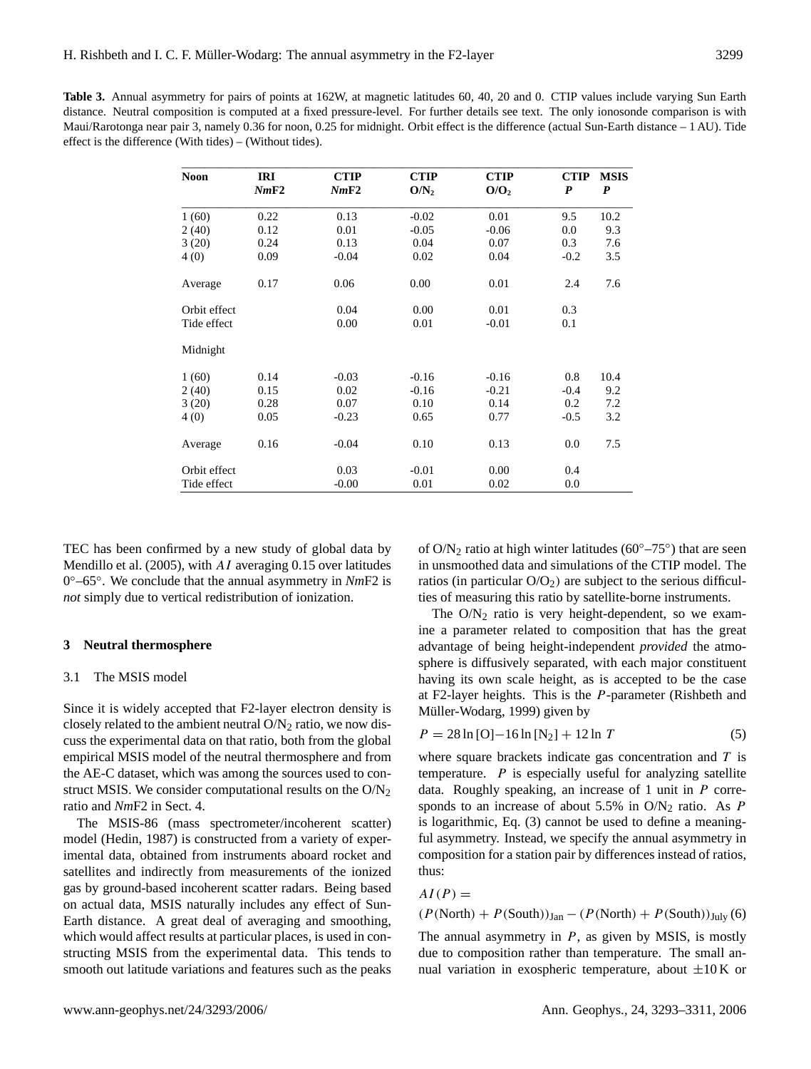**Table 3.** Annual asymmetry for pairs of points at 162W, at magnetic latitudes 60, 40, 20 and 0. CTIP values include varying Sun Earth distance. Neutral composition is computed at a fixed pressure-level. For further details see text. The only ionosonde comparison is with Maui/Rarotonga near pair 3, namely 0.36 for noon, 0.25 for midnight. Orbit effect is the difference (actual Sun-Earth distance – 1 AU). Tide effect is the difference (With tides) – (Without tides).

| Noon | IRI *Nm*F2 | CTIP *Nm*F2 | CTIP $O/N_2$ | CTIP $O/O_2$ | CTIP *P* | MSIS *P* |
|---|---|---|---|---|---|---|
| 1 (60) | 0.22 | 0.13 | -0.02 | 0.01 | 9.5 | 10.2 |
| 2 (40) | 0.12 | 0.01 | -0.05 | -0.06 | 0.0 | 9.3 |
| 3 (20) | 0.24 | 0.13 | 0.04 | 0.07 | 0.3 | 7.6 |
| 4 (0) | 0.09 | -0.04 | 0.02 | 0.04 | -0.2 | 3.5 |
| Average | 0.17 | 0.06 | 0.00 | 0.01 | 2.4 | 7.6 |
| Orbit effect | | 0.04 | 0.00 | 0.01 | 0.3 | |
| Tide effect | | 0.00 | 0.01 | -0.01 | 0.1 | |
| Midnight | | | | | | |
| 1 (60) | 0.14 | -0.03 | -0.16 | -0.16 | 0.8 | 10.4 |
| 2 (40) | 0.15 | 0.02 | -0.16 | -0.21 | -0.4 | 9.2 |
| 3 (20) | 0.28 | 0.07 | 0.10 | 0.14 | 0.2 | 7.2 |
| 4 (0) | 0.05 | -0.23 | 0.65 | 0.77 | -0.5 | 3.2 |
| Average | 0.16 | -0.04 | 0.10 | 0.13 | 0.0 | 7.5 |
| Orbit effect | | 0.03 | -0.01 | 0.00 | 0.4 | |
| Tide effect | | -0.00 | 0.01 | 0.02 | 0.0 | |

TEC has been confirmed by a new study of global data by Mendillo et al. (2005), with $AI$ averaging 0.15 over latitudes 0°–65°. We conclude that the annual asymmetry in *Nm*F2 is *not* simply due to vertical redistribution of ionization.

## 3 Neutral thermosphere

### 3.1 The MSIS model

Since it is widely accepted that F2-layer electron density is closely related to the ambient neutral $O/N_2$ ratio, we now discuss the experimental data on that ratio, both from the global empirical MSIS model of the neutral thermosphere and from the AE-C dataset, which was among the sources used to construct MSIS. We consider computational results on the $O/N_2$ ratio and *Nm*F2 in Sect. 4.

The MSIS-86 (mass spectrometer/incoherent scatter) model (Hedin, 1987) is constructed from a variety of experimental data, obtained from instruments aboard rocket and satellites and indirectly from measurements of the ionized gas by ground-based incoherent scatter radars. Being based on actual data, MSIS naturally includes any effect of Sun-Earth distance. A great deal of averaging and smoothing, which would affect results at particular places, is used in constructing MSIS from the experimental data. This tends to smooth out latitude variations and features such as the peaks of $O/N_2$ ratio at high winter latitudes (60°–75°) that are seen in unsmoothed data and simulations of the CTIP model. The ratios (in particular $O/O_2$) are subject to the serious difficulties of measuring this ratio by satellite-borne instruments.

The $O/N_2$ ratio is very height-dependent, so we examine a parameter related to composition that has the great advantage of being height-independent *provided* the atmosphere is diffusively separated, with each major constituent having its own scale height, as is accepted to be the case at F2-layer heights. This is the $P$-parameter (Rishbeth and Müller-Wodarg, 1999) given by

$$P = 28 \ln [O] - 16 \ln [N_2] + 12 \ln T \tag{5}$$

where square brackets indicate gas concentration and $T$ is temperature. $P$ is especially useful for analyzing satellite data. Roughly speaking, an increase of 1 unit in $P$ corresponds to an increase of about 5.5% in $O/N_2$ ratio. As $P$ is logarithmic, Eq. (3) cannot be used to define a meaningful asymmetry. Instead, we specify the annual asymmetry in composition for a station pair by differences instead of ratios, thus:

$$AI(P) = (P(\text{North}) + P(\text{South}))_{\text{Jan}} - (P(\text{North}) + P(\text{South}))_{\text{July}} \tag{6}$$

The annual asymmetry in $P$, as given by MSIS, is mostly due to composition rather than temperature. The small annual variation in exospheric temperature, about ±10 K or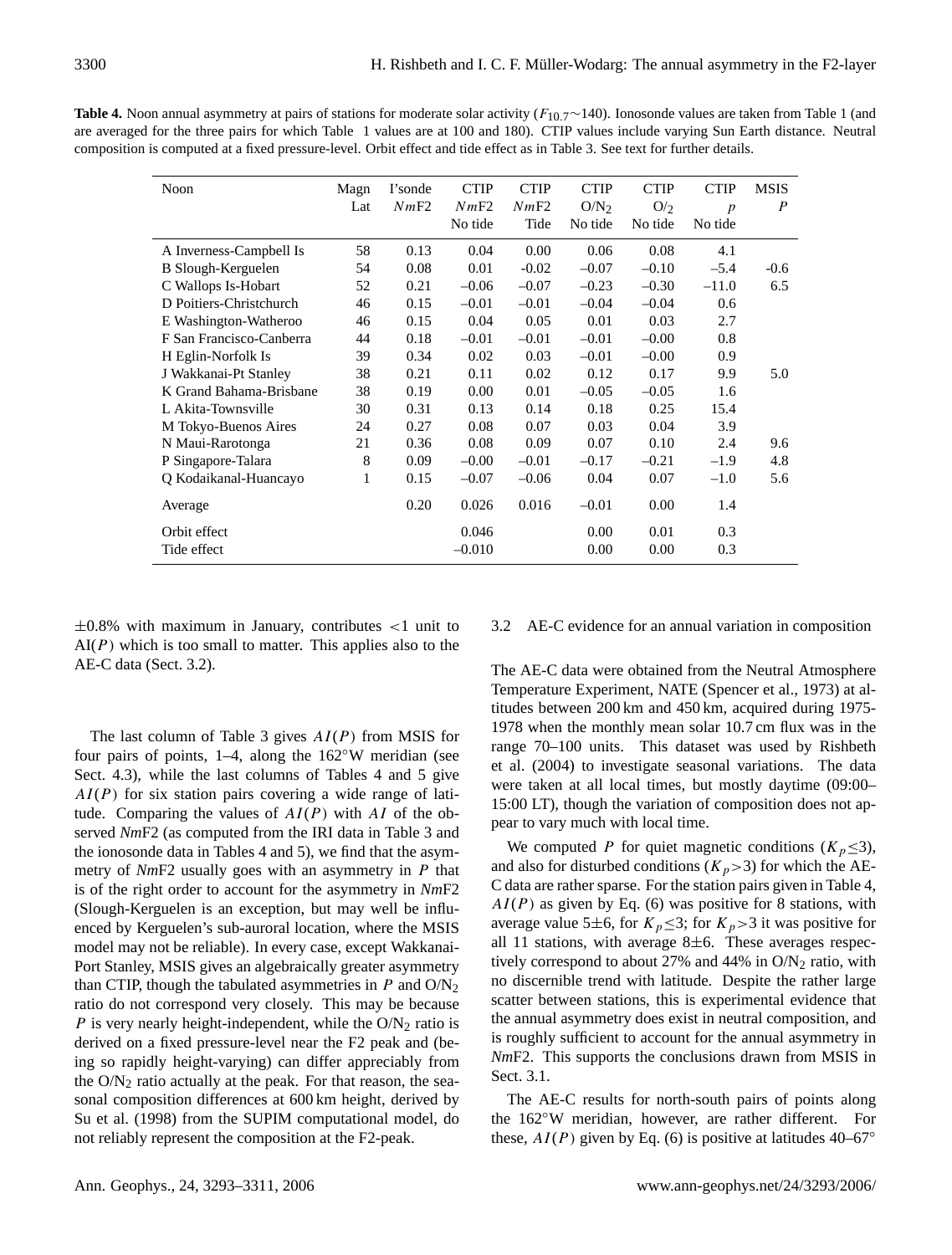**Table 4.** Noon annual asymmetry at pairs of stations for moderate solar activity ($F_{10.7}$~140). Ionosonde values are taken from Table 1 (and are averaged for the three pairs for which Table 1 values are at 100 and 180). CTIP values include varying Sun Earth distance. Neutral composition is computed at a fixed pressure-level. Orbit effect and tide effect as in Table 3. See text for further details.

| Noon | Magn Lat | I'sonde $Nm$F2 | CTIP $Nm$F2 No tide | CTIP $Nm$F2 Tide | CTIP $O/N_2$ No tide | CTIP $O/_2$ No tide | CTIP $p$ No tide | MSIS $P$ |
|---|---|---|---|---|---|---|---|---|
| A Inverness-Campbell Is | 58 | 0.13 | 0.04 | 0.00 | 0.06 | 0.08 | 4.1 | |
| B Slough-Kerguelen | 54 | 0.08 | 0.01 | -0.02 | –0.07 | –0.10 | –5.4 | -0.6 |
| C Wallops Is-Hobart | 52 | 0.21 | –0.06 | –0.07 | –0.23 | –0.30 | –11.0 | 6.5 |
| D Poitiers-Christchurch | 46 | 0.15 | –0.01 | –0.01 | –0.04 | –0.04 | 0.6 | |
| E Washington-Watheroo | 46 | 0.15 | 0.04 | 0.05 | 0.01 | 0.03 | 2.7 | |
| F San Francisco-Canberra | 44 | 0.18 | –0.01 | –0.01 | –0.01 | –0.00 | 0.8 | |
| H Eglin-Norfolk Is | 39 | 0.34 | 0.02 | 0.03 | –0.01 | –0.00 | 0.9 | |
| J Wakkanai-Pt Stanley | 38 | 0.21 | 0.11 | 0.02 | 0.12 | 0.17 | 9.9 | 5.0 |
| K Grand Bahama-Brisbane | 38 | 0.19 | 0.00 | 0.01 | –0.05 | –0.05 | 1.6 | |
| L Akita-Townsville | 30 | 0.31 | 0.13 | 0.14 | 0.18 | 0.25 | 15.4 | |
| M Tokyo-Buenos Aires | 24 | 0.27 | 0.08 | 0.07 | 0.03 | 0.04 | 3.9 | |
| N Maui-Rarotonga | 21 | 0.36 | 0.08 | 0.09 | 0.07 | 0.10 | 2.4 | 9.6 |
| P Singapore-Talara | 8 | 0.09 | –0.00 | –0.01 | –0.17 | –0.21 | –1.9 | 4.8 |
| Q Kodaikanal-Huancayo | 1 | 0.15 | –0.07 | –0.06 | 0.04 | 0.07 | –1.0 | 5.6 |
| Average | | 0.20 | 0.026 | 0.016 | –0.01 | 0.00 | 1.4 | |
| Orbit effect | | | 0.046 | | 0.00 | 0.01 | 0.3 | |
| Tide effect | | | –0.010 | | 0.00 | 0.00 | 0.3 | |

±0.8% with maximum in January, contributes <1 unit to AI($P$) which is too small to matter. This applies also to the AE-C data (Sect. 3.2).

The last column of Table 3 gives $AI(P)$ from MSIS for four pairs of points, 1–4, along the 162°W meridian (see Sect. 4.3), while the last columns of Tables 4 and 5 give $AI(P)$ for six station pairs covering a wide range of latitude. Comparing the values of $AI(P)$ with $AI$ of the observed *Nm*F2 (as computed from the IRI data in Table 3 and the ionosonde data in Tables 4 and 5), we find that the asymmetry of *Nm*F2 usually goes with an asymmetry in $P$ that is of the right order to account for the asymmetry in *Nm*F2 (Slough-Kerguelen is an exception, but may well be influenced by Kerguelen's sub-auroral location, where the MSIS model may not be reliable). In every case, except Wakkanai-Port Stanley, MSIS gives an algebraically greater asymmetry than CTIP, though the tabulated asymmetries in $P$ and $O/N_2$ ratio do not correspond very closely. This may be because $P$ is very nearly height-independent, while the $O/N_2$ ratio is derived on a fixed pressure-level near the F2 peak and (being so rapidly height-varying) can differ appreciably from the $O/N_2$ ratio actually at the peak. For that reason, the seasonal composition differences at 600 km height, derived by Su et al. (1998) from the SUPIM computational model, do not reliably represent the composition at the F2-peak.

### 3.2 AE-C evidence for an annual variation in composition

The AE-C data were obtained from the Neutral Atmosphere Temperature Experiment, NATE (Spencer et al., 1973) at altitudes between 200 km and 450 km, acquired during 1975-1978 when the monthly mean solar 10.7 cm flux was in the range 70–100 units. This dataset was used by Rishbeth et al. (2004) to investigate seasonal variations. The data were taken at all local times, but mostly daytime (09:00–15:00 LT), though the variation of composition does not appear to vary much with local time.

We computed $P$ for quiet magnetic conditions ($K_p \leq 3$), and also for disturbed conditions ($K_p > 3$) for which the AE-C data are rather sparse. For the station pairs given in Table 4, $AI(P)$ as given by Eq. (6) was positive for 8 stations, with average value 5±6, for $K_p \leq 3$; for $K_p > 3$ it was positive for all 11 stations, with average 8±6. These averages respectively correspond to about 27% and 44% in $O/N_2$ ratio, with no discernible trend with latitude. Despite the rather large scatter between stations, this is experimental evidence that the annual asymmetry does exist in neutral composition, and is roughly sufficient to account for the annual asymmetry in *Nm*F2. This supports the conclusions drawn from MSIS in Sect. 3.1.

The AE-C results for north-south pairs of points along the 162°W meridian, however, are rather different. For these, $AI(P)$ given by Eq. (6) is positive at latitudes 40–67°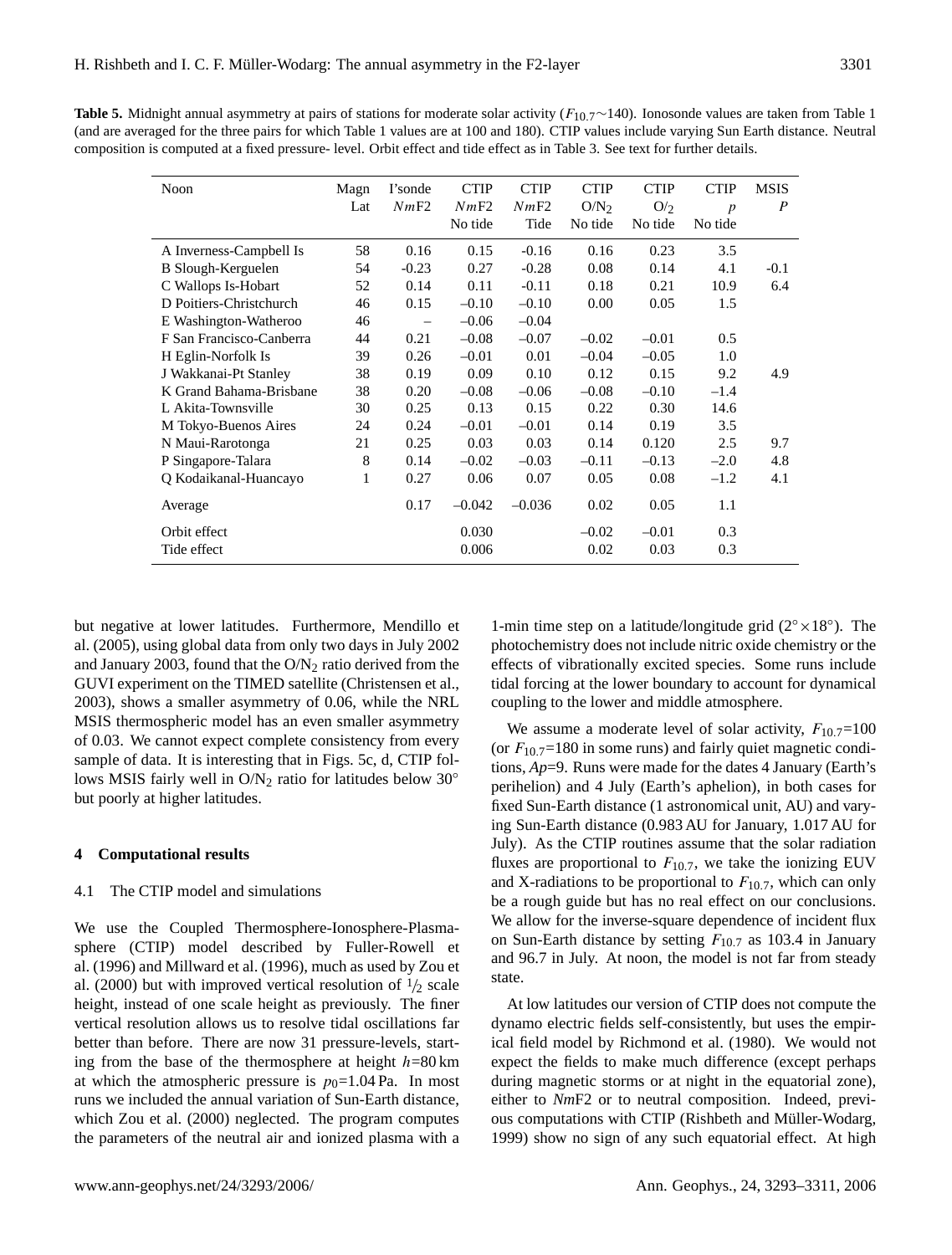**Table 5.** Midnight annual asymmetry at pairs of stations for moderate solar activity ($F_{10.7}$~140). Ionosonde values are taken from Table 1 (and are averaged for the three pairs for which Table 1 values are at 100 and 180). CTIP values include varying Sun Earth distance. Neutral composition is computed at a fixed pressure- level. Orbit effect and tide effect as in Table 3. See text for further details.

| Noon | Magn Lat | I'sonde $NmF2$ | CTIP $NmF2$ No tide | CTIP $NmF2$ Tide | CTIP $O/N_2$ No tide | CTIP $O/_2$ No tide | CTIP $p$ No tide | MSIS $P$ |
|---|---|---|---|---|---|---|---|---|
| A Inverness-Campbell Is | 58 | 0.16 | 0.15 | -0.16 | 0.16 | 0.23 | 3.5 | |
| B Slough-Kerguelen | 54 | -0.23 | 0.27 | -0.28 | 0.08 | 0.14 | 4.1 | -0.1 |
| C Wallops Is-Hobart | 52 | 0.14 | 0.11 | -0.11 | 0.18 | 0.21 | 10.9 | 6.4 |
| D Poitiers-Christchurch | 46 | 0.15 | –0.10 | –0.10 | 0.00 | 0.05 | 1.5 | |
| E Washington-Watheroo | 46 | – | –0.06 | –0.04 | | | | |
| F San Francisco-Canberra | 44 | 0.21 | –0.08 | –0.07 | –0.02 | –0.01 | 0.5 | |
| H Eglin-Norfolk Is | 39 | 0.26 | –0.01 | 0.01 | –0.04 | –0.05 | 1.0 | |
| J Wakkanai-Pt Stanley | 38 | 0.19 | 0.09 | 0.10 | 0.12 | 0.15 | 9.2 | 4.9 |
| K Grand Bahama-Brisbane | 38 | 0.20 | –0.08 | –0.06 | –0.08 | –0.10 | –1.4 | |
| L Akita-Townsville | 30 | 0.25 | 0.13 | 0.15 | 0.22 | 0.30 | 14.6 | |
| M Tokyo-Buenos Aires | 24 | 0.24 | –0.01 | –0.01 | 0.14 | 0.19 | 3.5 | |
| N Maui-Rarotonga | 21 | 0.25 | 0.03 | 0.03 | 0.14 | 0.120 | 2.5 | 9.7 |
| P Singapore-Talara | 8 | 0.14 | –0.02 | –0.03 | –0.11 | –0.13 | –2.0 | 4.8 |
| Q Kodaikanal-Huancayo | 1 | 0.27 | 0.06 | 0.07 | 0.05 | 0.08 | –1.2 | 4.1 |
| Average | | 0.17 | –0.042 | –0.036 | 0.02 | 0.05 | 1.1 | |
| Orbit effect | | | 0.030 | | –0.02 | –0.01 | 0.3 | |
| Tide effect | | | 0.006 | | 0.02 | 0.03 | 0.3 | |

but negative at lower latitudes. Furthermore, Mendillo et al. (2005), using global data from only two days in July 2002 and January 2003, found that the $O/N_2$ ratio derived from the GUVI experiment on the TIMED satellite (Christensen et al., 2003), shows a smaller asymmetry of 0.06, while the NRL MSIS thermospheric model has an even smaller asymmetry of 0.03. We cannot expect complete consistency from every sample of data. It is interesting that in Figs. 5c, d, CTIP follows MSIS fairly well in $O/N_2$ ratio for latitudes below 30° but poorly at higher latitudes.

## 4 Computational results

### 4.1 The CTIP model and simulations

We use the Coupled Thermosphere-Ionosphere-Plasmasphere (CTIP) model described by Fuller-Rowell et al. (1996) and Millward et al. (1996), much as used by Zou et al. (2000) but with improved vertical resolution of ½ scale height, instead of one scale height as previously. The finer vertical resolution allows us to resolve tidal oscillations far better than before. There are now 31 pressure-levels, starting from the base of the thermosphere at height $h$=80 km at which the atmospheric pressure is $p_0$=1.04 Pa. In most runs we included the annual variation of Sun-Earth distance, which Zou et al. (2000) neglected. The program computes the parameters of the neutral air and ionized plasma with a 1-min time step on a latitude/longitude grid (2°×18°). The photochemistry does not include nitric oxide chemistry or the effects of vibrationally excited species. Some runs include tidal forcing at the lower boundary to account for dynamical coupling to the lower and middle atmosphere.

We assume a moderate level of solar activity, $F_{10.7}$=100 (or $F_{10.7}$=180 in some runs) and fairly quiet magnetic conditions, *Ap*=9. Runs were made for the dates 4 January (Earth's perihelion) and 4 July (Earth's aphelion), in both cases for fixed Sun-Earth distance (1 astronomical unit, AU) and varying Sun-Earth distance (0.983 AU for January, 1.017 AU for July). As the CTIP routines assume that the solar radiation fluxes are proportional to $F_{10.7}$, we take the ionizing EUV and X-radiations to be proportional to $F_{10.7}$, which can only be a rough guide but has no real effect on our conclusions. We allow for the inverse-square dependence of incident flux on Sun-Earth distance by setting $F_{10.7}$ as 103.4 in January and 96.7 in July. At noon, the model is not far from steady state.

At low latitudes our version of CTIP does not compute the dynamo electric fields self-consistently, but uses the empirical field model by Richmond et al. (1980). We would not expect the fields to make much difference (except perhaps during magnetic storms or at night in the equatorial zone), either to *Nm*F2 or to neutral composition. Indeed, previous computations with CTIP (Rishbeth and Müller-Wodarg, 1999) show no sign of any such equatorial effect. At high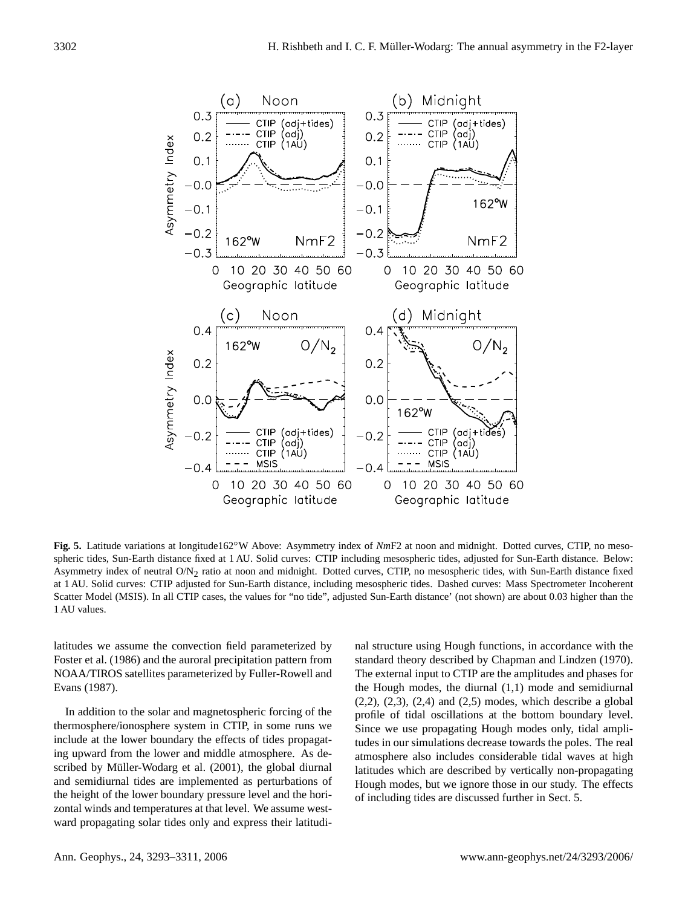**Fig. 5.** Latitude variations at longitude162°W Above: Asymmetry index of *Nm*F2 at noon and midnight. Dotted curves, CTIP, no mesospheric tides, Sun-Earth distance fixed at 1 AU. Solid curves: CTIP including mesospheric tides, adjusted for Sun-Earth distance. Below: Asymmetry index of neutral $O/N_2$ ratio at noon and midnight. Dotted curves, CTIP, no mesospheric tides, with Sun-Earth distance fixed at 1 AU. Solid curves: CTIP adjusted for Sun-Earth distance, including mesospheric tides. Dashed curves: Mass Spectrometer Incoherent Scatter Model (MSIS). In all CTIP cases, the values for "no tide", adjusted Sun-Earth distance' (not shown) are about 0.03 higher than the 1 AU values.

latitudes we assume the convection field parameterized by Foster et al. (1986) and the auroral precipitation pattern from NOAA/TIROS satellites parameterized by Fuller-Rowell and Evans (1987).

In addition to the solar and magnetospheric forcing of the thermosphere/ionosphere system in CTIP, in some runs we include at the lower boundary the effects of tides propagating upward from the lower and middle atmosphere. As described by Müller-Wodarg et al. (2001), the global diurnal and semidiurnal tides are implemented as perturbations of the height of the lower boundary pressure level and the horizontal winds and temperatures at that level. We assume westward propagating solar tides only and express their latitudinal structure using Hough functions, in accordance with the standard theory described by Chapman and Lindzen (1970). The external input to CTIP are the amplitudes and phases for the Hough modes, the diurnal (1,1) mode and semidiurnal (2,2), (2,3), (2,4) and (2,5) modes, which describe a global profile of tidal oscillations at the bottom boundary level. Since we use propagating Hough modes only, tidal amplitudes in our simulations decrease towards the poles. The real atmosphere also includes considerable tidal waves at high latitudes which are described by vertically non-propagating Hough modes, but we ignore those in our study. The effects of including tides are discussed further in Sect. 5.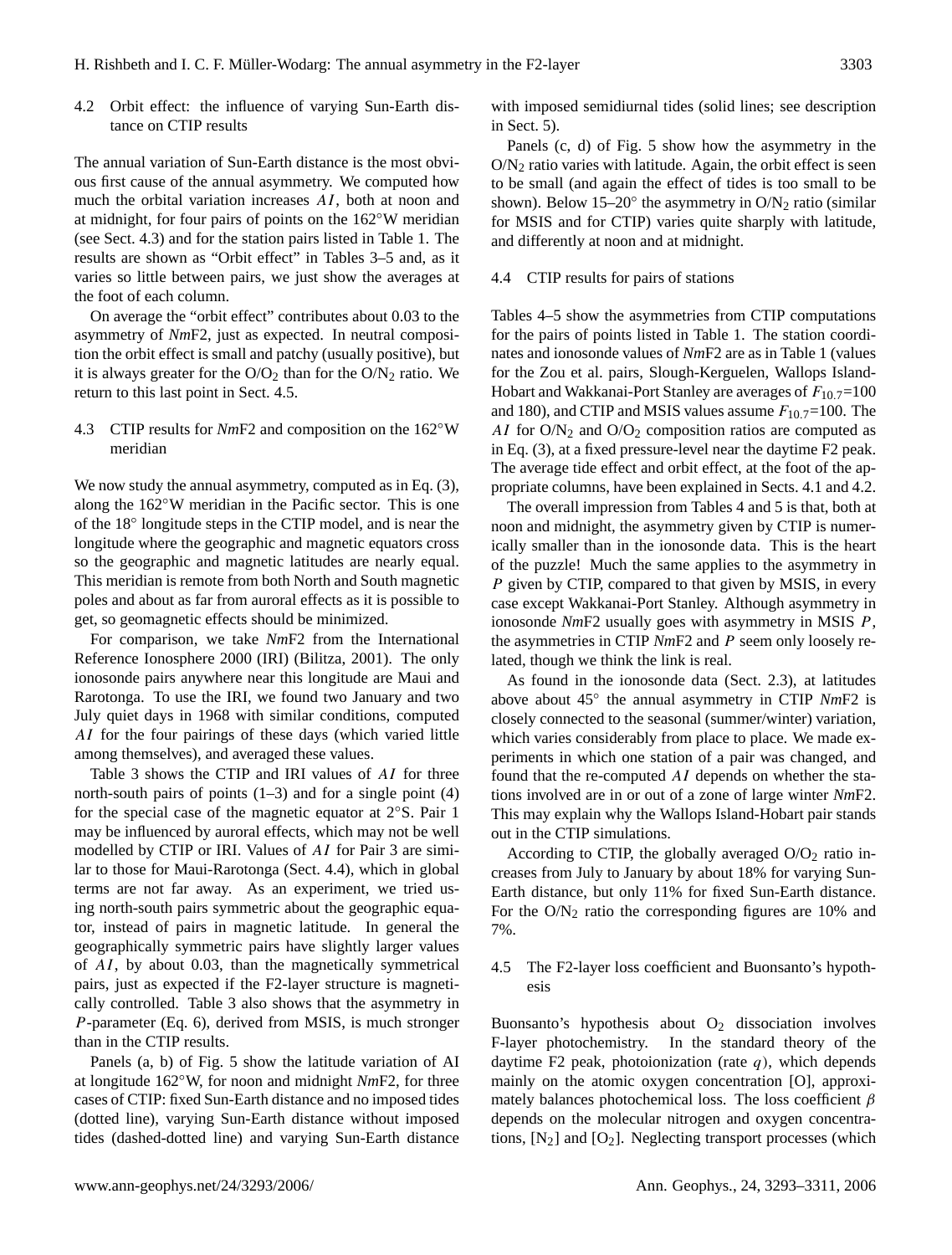### 4.2 Orbit effect: the influence of varying Sun-Earth distance on CTIP results

The annual variation of Sun-Earth distance is the most obvious first cause of the annual asymmetry. We computed how much the orbital variation increases $AI$, both at noon and at midnight, for four pairs of points on the 162°W meridian (see Sect. 4.3) and for the station pairs listed in Table 1. The results are shown as "Orbit effect" in Tables 3–5 and, as it varies so little between pairs, we just show the averages at the foot of each column.

On average the "orbit effect" contributes about 0.03 to the asymmetry of *Nm*F2, just as expected. In neutral composition the orbit effect is small and patchy (usually positive), but it is always greater for the $O/O_2$ than for the $O/N_2$ ratio. We return to this last point in Sect. 4.5.

### 4.3 CTIP results for *Nm*F2 and composition on the 162°W meridian

We now study the annual asymmetry, computed as in Eq. (3), along the 162°W meridian in the Pacific sector. This is one of the 18° longitude steps in the CTIP model, and is near the longitude where the geographic and magnetic equators cross so the geographic and magnetic latitudes are nearly equal. This meridian is remote from both North and South magnetic poles and about as far from auroral effects as it is possible to get, so geomagnetic effects should be minimized.

For comparison, we take *Nm*F2 from the International Reference Ionosphere 2000 (IRI) (Bilitza, 2001). The only ionosonde pairs anywhere near this longitude are Maui and Rarotonga. To use the IRI, we found two January and two July quiet days in 1968 with similar conditions, computed $AI$ for the four pairings of these days (which varied little among themselves), and averaged these values.

Table 3 shows the CTIP and IRI values of $AI$ for three north-south pairs of points (1–3) and for a single point (4) for the special case of the magnetic equator at 2°S. Pair 1 may be influenced by auroral effects, which may not be well modelled by CTIP or IRI. Values of $AI$ for Pair 3 are similar to those for Maui-Rarotonga (Sect. 4.4), which in global terms are not far away. As an experiment, we tried using north-south pairs symmetric about the geographic equator, instead of pairs in magnetic latitude. In general the geographically symmetric pairs have slightly larger values of $AI$, by about 0.03, than the magnetically symmetrical pairs, just as expected if the F2-layer structure is magnetically controlled. Table 3 also shows that the asymmetry in $P$-parameter (Eq. 6), derived from MSIS, is much stronger than in the CTIP results.

Panels (a, b) of Fig. 5 show the latitude variation of AI at longitude 162°W, for noon and midnight *Nm*F2, for three cases of CTIP: fixed Sun-Earth distance and no imposed tides (dotted line), varying Sun-Earth distance without imposed tides (dashed-dotted line) and varying Sun-Earth distance with imposed semidiurnal tides (solid lines; see description in Sect. 5).

Panels (c, d) of Fig. 5 show how the asymmetry in the $O/N_2$ ratio varies with latitude. Again, the orbit effect is seen to be small (and again the effect of tides is too small to be shown). Below 15–20° the asymmetry in $O/N_2$ ratio (similar for MSIS and for CTIP) varies quite sharply with latitude, and differently at noon and at midnight.

### 4.4 CTIP results for pairs of stations

Tables 4–5 show the asymmetries from CTIP computations for the pairs of points listed in Table 1. The station coordinates and ionosonde values of *Nm*F2 are as in Table 1 (values for the Zou et al. pairs, Slough-Kerguelen, Wallops Island-Hobart and Wakkanai-Port Stanley are averages of $F_{10.7}$=100 and 180), and CTIP and MSIS values assume $F_{10.7}$=100. The $AI$ for $O/N_2$ and $O/O_2$ composition ratios are computed as in Eq. (3), at a fixed pressure-level near the daytime F2 peak. The average tide effect and orbit effect, at the foot of the appropriate columns, have been explained in Sects. 4.1 and 4.2.

The overall impression from Tables 4 and 5 is that, both at noon and midnight, the asymmetry given by CTIP is numerically smaller than in the ionosonde data. This is the heart of the puzzle! Much the same applies to the asymmetry in $P$ given by CTIP, compared to that given by MSIS, in every case except Wakkanai-Port Stanley. Although asymmetry in ionosonde *Nm*F2 usually goes with asymmetry in MSIS $P$, the asymmetries in CTIP *Nm*F2 and $P$ seem only loosely related, though we think the link is real.

As found in the ionosonde data (Sect. 2.3), at latitudes above about 45° the annual asymmetry in CTIP *Nm*F2 is closely connected to the seasonal (summer/winter) variation, which varies considerably from place to place. We made experiments in which one station of a pair was changed, and found that the re-computed $AI$ depends on whether the stations involved are in or out of a zone of large winter *Nm*F2. This may explain why the Wallops Island-Hobart pair stands out in the CTIP simulations.

According to CTIP, the globally averaged $O/O_2$ ratio increases from July to January by about 18% for varying Sun-Earth distance, but only 11% for fixed Sun-Earth distance. For the $O/N_2$ ratio the corresponding figures are 10% and 7%.

### 4.5 The F2-layer loss coefficient and Buonsanto's hypothesis

Buonsanto's hypothesis about $O_2$ dissociation involves F-layer photochemistry. In the standard theory of the daytime F2 peak, photoionization (rate $q$), which depends mainly on the atomic oxygen concentration [O], approximately balances photochemical loss. The loss coefficient $\beta$ depends on the molecular nitrogen and oxygen concentrations, $[N_2]$ and $[O_2]$. Neglecting transport processes (which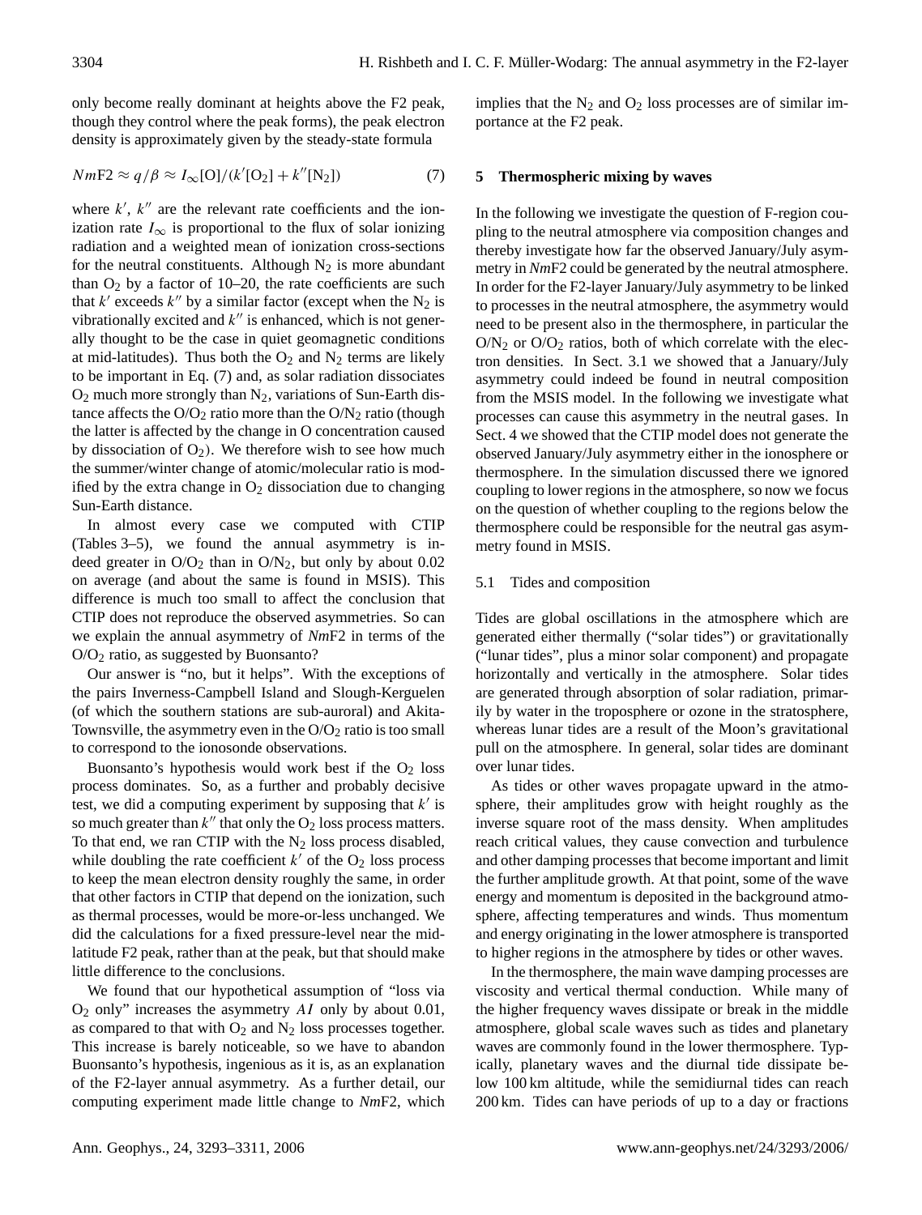only become really dominant at heights above the F2 peak, though they control where the peak forms), the peak electron density is approximately given by the steady-state formula

$$NmF2 \approx q/\beta \approx I_\infty[\mathrm{O}]/(k'[\mathrm{O_2}] + k''[\mathrm{N_2}]) \tag{7}$$

where $k'$, $k''$ are the relevant rate coefficients and the ionization rate $I_\infty$ is proportional to the flux of solar ionizing radiation and a weighted mean of ionization cross-sections for the neutral constituents. Although $N_2$ is more abundant than $O_2$ by a factor of 10–20, the rate coefficients are such that $k'$ exceeds $k''$ by a similar factor (except when the $N_2$ is vibrationally excited and $k''$ is enhanced, which is not generally thought to be the case in quiet geomagnetic conditions at mid-latitudes). Thus both the $O_2$ and $N_2$ terms are likely to be important in Eq. (7) and, as solar radiation dissociates $O_2$ much more strongly than $N_2$, variations of Sun-Earth distance affects the $O/O_2$ ratio more than the $O/N_2$ ratio (though the latter is affected by the change in O concentration caused by dissociation of $O_2$). We therefore wish to see how much the summer/winter change of atomic/molecular ratio is modified by the extra change in $O_2$ dissociation due to changing Sun-Earth distance.

In almost every case we computed with CTIP (Tables 3–5), we found the annual asymmetry is indeed greater in $O/O_2$ than in $O/N_2$, but only by about 0.02 on average (and about the same is found in MSIS). This difference is much too small to affect the conclusion that CTIP does not reproduce the observed asymmetries. So can we explain the annual asymmetry of *Nm*F2 in terms of the $O/O_2$ ratio, as suggested by Buonsanto?

Our answer is "no, but it helps". With the exceptions of the pairs Inverness-Campbell Island and Slough-Kerguelen (of which the southern stations are sub-auroral) and Akita-Townsville, the asymmetry even in the $O/O_2$ ratio is too small to correspond to the ionosonde observations.

Buonsanto's hypothesis would work best if the $O_2$ loss process dominates. So, as a further and probably decisive test, we did a computing experiment by supposing that $k'$ is so much greater than $k''$ that only the $O_2$ loss process matters. To that end, we ran CTIP with the $N_2$ loss process disabled, while doubling the rate coefficient $k'$ of the $O_2$ loss process to keep the mean electron density roughly the same, in order that other factors in CTIP that depend on the ionization, such as thermal processes, would be more-or-less unchanged. We did the calculations for a fixed pressure-level near the mid-latitude F2 peak, rather than at the peak, but that should make little difference to the conclusions.

We found that our hypothetical assumption of "loss via $O_2$ only" increases the asymmetry $AI$ only by about 0.01, as compared to that with $O_2$ and $N_2$ loss processes together. This increase is barely noticeable, so we have to abandon Buonsanto's hypothesis, ingenious as it is, as an explanation of the F2-layer annual asymmetry. As a further detail, our computing experiment made little change to *Nm*F2, which implies that the $N_2$ and $O_2$ loss processes are of similar importance at the F2 peak.

## 5 Thermospheric mixing by waves

In the following we investigate the question of F-region coupling to the neutral atmosphere via composition changes and thereby investigate how far the observed January/July asymmetry in *Nm*F2 could be generated by the neutral atmosphere. In order for the F2-layer January/July asymmetry to be linked to processes in the neutral atmosphere, the asymmetry would need to be present also in the thermosphere, in particular the $O/N_2$ or $O/O_2$ ratios, both of which correlate with the electron densities. In Sect. 3.1 we showed that a January/July asymmetry could indeed be found in neutral composition from the MSIS model. In the following we investigate what processes can cause this asymmetry in the neutral gases. In Sect. 4 we showed that the CTIP model does not generate the observed January/July asymmetry either in the ionosphere or thermosphere. In the simulation discussed there we ignored coupling to lower regions in the atmosphere, so now we focus on the question of whether coupling to the regions below the thermosphere could be responsible for the neutral gas asymmetry found in MSIS.

### 5.1 Tides and composition

Tides are global oscillations in the atmosphere which are generated either thermally ("solar tides") or gravitationally ("lunar tides", plus a minor solar component) and propagate horizontally and vertically in the atmosphere. Solar tides are generated through absorption of solar radiation, primarily by water in the troposphere or ozone in the stratosphere, whereas lunar tides are a result of the Moon's gravitational pull on the atmosphere. In general, solar tides are dominant over lunar tides.

As tides or other waves propagate upward in the atmosphere, their amplitudes grow with height roughly as the inverse square root of the mass density. When amplitudes reach critical values, they cause convection and turbulence and other damping processes that become important and limit the further amplitude growth. At that point, some of the wave energy and momentum is deposited in the background atmosphere, affecting temperatures and winds. Thus momentum and energy originating in the lower atmosphere is transported to higher regions in the atmosphere by tides or other waves.

In the thermosphere, the main wave damping processes are viscosity and vertical thermal conduction. While many of the higher frequency waves dissipate or break in the middle atmosphere, global scale waves such as tides and planetary waves are commonly found in the lower thermosphere. Typically, planetary waves and the diurnal tide dissipate below 100 km altitude, while the semidiurnal tides can reach 200 km. Tides can have periods of up to a day or fractions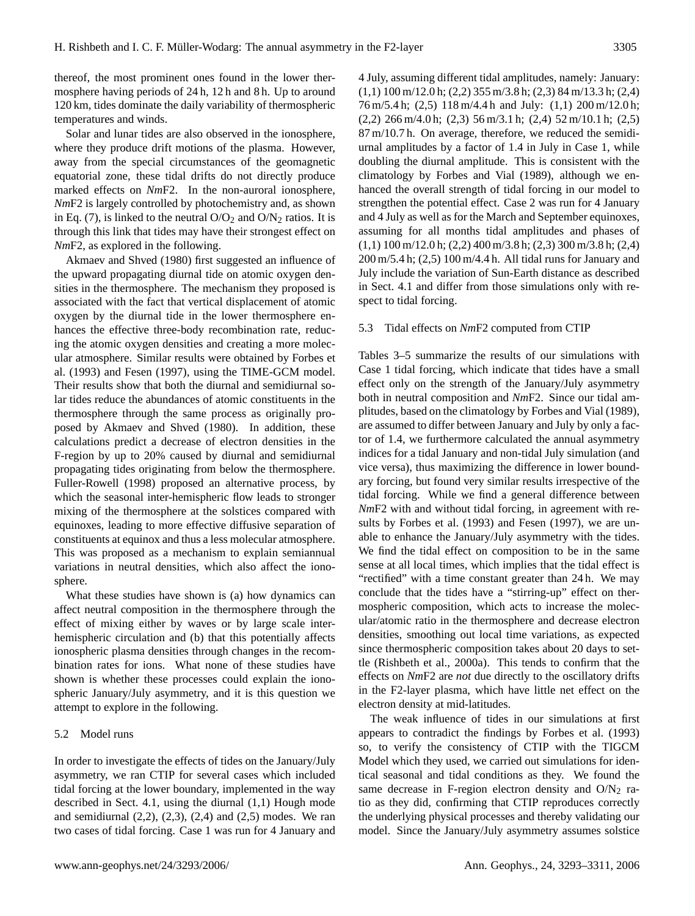thereof, the most prominent ones found in the lower thermosphere having periods of 24 h, 12 h and 8 h. Up to around 120 km, tides dominate the daily variability of thermospheric temperatures and winds.

Solar and lunar tides are also observed in the ionosphere, where they produce drift motions of the plasma. However, away from the special circumstances of the geomagnetic equatorial zone, these tidal drifts do not directly produce marked effects on *Nm*F2. In the non-auroral ionosphere, *Nm*F2 is largely controlled by photochemistry and, as shown in Eq. (7), is linked to the neutral $O/O_2$ and $O/N_2$ ratios. It is through this link that tides may have their strongest effect on *Nm*F2, as explored in the following.

Akmaev and Shved (1980) first suggested an influence of the upward propagating diurnal tide on atomic oxygen densities in the thermosphere. The mechanism they proposed is associated with the fact that vertical displacement of atomic oxygen by the diurnal tide in the lower thermosphere enhances the effective three-body recombination rate, reducing the atomic oxygen densities and creating a more molecular atmosphere. Similar results were obtained by Forbes et al. (1993) and Fesen (1997), using the TIME-GCM model. Their results show that both the diurnal and semidiurnal solar tides reduce the abundances of atomic constituents in the thermosphere through the same process as originally proposed by Akmaev and Shved (1980). In addition, these calculations predict a decrease of electron densities in the F-region by up to 20% caused by diurnal and semidiurnal propagating tides originating from below the thermosphere. Fuller-Rowell (1998) proposed an alternative process, by which the seasonal inter-hemispheric flow leads to stronger mixing of the thermosphere at the solstices compared with equinoxes, leading to more effective diffusive separation of constituents at equinox and thus a less molecular atmosphere. This was proposed as a mechanism to explain semiannual variations in neutral densities, which also affect the ionosphere.

What these studies have shown is (a) how dynamics can affect neutral composition in the thermosphere through the effect of mixing either by waves or by large scale inter-hemispheric circulation and (b) that this potentially affects ionospheric plasma densities through changes in the recombination rates for ions. What none of these studies have shown is whether these processes could explain the ionospheric January/July asymmetry, and it is this question we attempt to explore in the following.

### 5.2 Model runs

In order to investigate the effects of tides on the January/July asymmetry, we ran CTIP for several cases which included tidal forcing at the lower boundary, implemented in the way described in Sect. 4.1, using the diurnal (1,1) Hough mode and semidiurnal (2,2), (2,3), (2,4) and (2,5) modes. We ran two cases of tidal forcing. Case 1 was run for 4 January and 4 July, assuming different tidal amplitudes, namely: January: (1,1) 100 m/12.0 h; (2,2) 355 m/3.8 h; (2,3) 84 m/13.3 h; (2,4) 76 m/5.4 h; (2,5) 118 m/4.4 h and July: (1,1) 200 m/12.0 h; (2,2) 266 m/4.0 h; (2,3) 56 m/3.1 h; (2,4) 52 m/10.1 h; (2,5) 87 m/10.7 h. On average, therefore, we reduced the semidiurnal amplitudes by a factor of 1.4 in July in Case 1, while doubling the diurnal amplitude. This is consistent with the climatology by Forbes and Vial (1989), although we enhanced the overall strength of tidal forcing in our model to strengthen the potential effect. Case 2 was run for 4 January and 4 July as well as for the March and September equinoxes, assuming for all months tidal amplitudes and phases of (1,1) 100 m/12.0 h; (2,2) 400 m/3.8 h; (2,3) 300 m/3.8 h; (2,4) 200 m/5.4 h; (2,5) 100 m/4.4 h. All tidal runs for January and July include the variation of Sun-Earth distance as described in Sect. 4.1 and differ from those simulations only with respect to tidal forcing.

### 5.3 Tidal effects on *Nm*F2 computed from CTIP

Tables 3–5 summarize the results of our simulations with Case 1 tidal forcing, which indicate that tides have a small effect only on the strength of the January/July asymmetry both in neutral composition and *Nm*F2. Since our tidal amplitudes, based on the climatology by Forbes and Vial (1989), are assumed to differ between January and July by only a factor of 1.4, we furthermore calculated the annual asymmetry indices for a tidal January and non-tidal July simulation (and vice versa), thus maximizing the difference in lower boundary forcing, but found very similar results irrespective of the tidal forcing. While we find a general difference between *Nm*F2 with and without tidal forcing, in agreement with results by Forbes et al. (1993) and Fesen (1997), we are unable to enhance the January/July asymmetry with the tides. We find the tidal effect on composition to be in the same sense at all local times, which implies that the tidal effect is "rectified" with a time constant greater than 24 h. We may conclude that the tides have a "stirring-up" effect on thermospheric composition, which acts to increase the molecular/atomic ratio in the thermosphere and decrease electron densities, smoothing out local time variations, as expected since thermospheric composition takes about 20 days to settle (Rishbeth et al., 2000a). This tends to confirm that the effects on *Nm*F2 are *not* due directly to the oscillatory drifts in the F2-layer plasma, which have little net effect on the electron density at mid-latitudes.

The weak influence of tides in our simulations at first appears to contradict the findings by Forbes et al. (1993) so, to verify the consistency of CTIP with the TIGCM Model which they used, we carried out simulations for identical seasonal and tidal conditions as they. We found the same decrease in F-region electron density and $O/N_2$ ratio as they did, confirming that CTIP reproduces correctly the underlying physical processes and thereby validating our model. Since the January/July asymmetry assumes solstice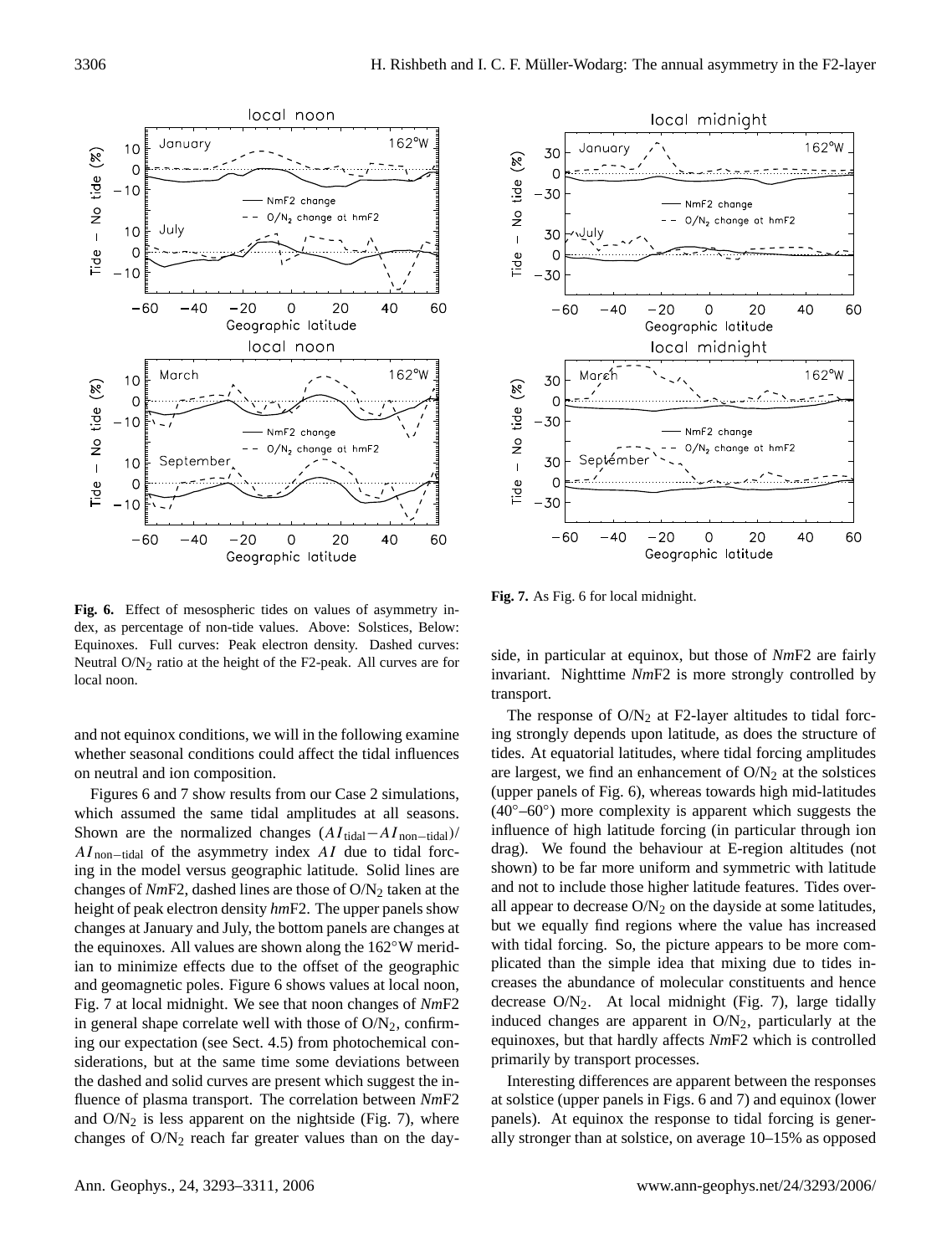**Fig. 6.** Effect of mesospheric tides on values of asymmetry index, as percentage of non-tide values. Above: Solstices, Below: Equinoxes. Full curves: Peak electron density. Dashed curves: Neutral $O/N_2$ ratio at the height of the F2-peak. All curves are for local noon.

**Fig. 7.** As Fig. 6 for local midnight.

and not equinox conditions, we will in the following examine whether seasonal conditions could affect the tidal influences on neutral and ion composition.

Figures 6 and 7 show results from our Case 2 simulations, which assumed the same tidal amplitudes at all seasons. Shown are the normalized changes $(AI_{\text{tidal}} - AI_{\text{non-tidal}})/AI_{\text{non-tidal}}$ of the asymmetry index $AI$ due to tidal forcing in the model versus geographic latitude. Solid lines are changes of *Nm*F2, dashed lines are those of $O/N_2$ taken at the height of peak electron density *hm*F2. The upper panels show changes at January and July, the bottom panels are changes at the equinoxes. All values are shown along the 162°W meridian to minimize effects due to the offset of the geographic and geomagnetic poles. Figure 6 shows values at local noon, Fig. 7 at local midnight. We see that noon changes of *Nm*F2 in general shape correlate well with those of $O/N_2$, confirming our expectation (see Sect. 4.5) from photochemical considerations, but at the same time some deviations between the dashed and solid curves are present which suggest the influence of plasma transport. The correlation between *Nm*F2 and $O/N_2$ is less apparent on the nightside (Fig. 7), where changes of $O/N_2$ reach far greater values than on the dayside, in particular at equinox, but those of *Nm*F2 are fairly invariant. Nighttime *Nm*F2 is more strongly controlled by transport.

The response of $O/N_2$ at F2-layer altitudes to tidal forcing strongly depends upon latitude, as does the structure of tides. At equatorial latitudes, where tidal forcing amplitudes are largest, we find an enhancement of $O/N_2$ at the solstices (upper panels of Fig. 6), whereas towards high mid-latitudes (40°–60°) more complexity is apparent which suggests the influence of high latitude forcing (in particular through ion drag). We found the behaviour at E-region altitudes (not shown) to be far more uniform and symmetric with latitude and not to include those higher latitude features. Tides overall appear to decrease $O/N_2$ on the dayside at some latitudes, but we equally find regions where the value has increased with tidal forcing. So, the picture appears to be more complicated than the simple idea that mixing due to tides increases the abundance of molecular constituents and hence decrease $O/N_2$. At local midnight (Fig. 7), large tidally induced changes are apparent in $O/N_2$, particularly at the equinoxes, but that hardly affects *Nm*F2 which is controlled primarily by transport processes.

Interesting differences are apparent between the responses at solstice (upper panels in Figs. 6 and 7) and equinox (lower panels). At equinox the response to tidal forcing is generally stronger than at solstice, on average 10–15% as opposed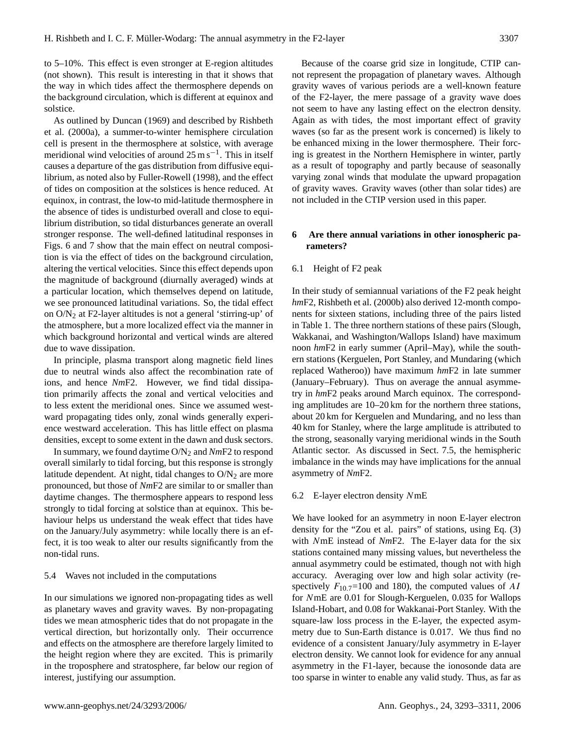to 5–10%. This effect is even stronger at E-region altitudes (not shown). This result is interesting in that it shows that the way in which tides affect the thermosphere depends on the background circulation, which is different at equinox and solstice.

As outlined by Duncan (1969) and described by Rishbeth et al. (2000a), a summer-to-winter hemisphere circulation cell is present in the thermosphere at solstice, with average meridional wind velocities of around 25 m s$^{-1}$. This in itself causes a departure of the gas distribution from diffusive equilibrium, as noted also by Fuller-Rowell (1998), and the effect of tides on composition at the solstices is hence reduced. At equinox, in contrast, the low-to mid-latitude thermosphere in the absence of tides is undisturbed overall and close to equilibrium distribution, so tidal disturbances generate an overall stronger response. The well-defined latitudinal responses in Figs. 6 and 7 show that the main effect on neutral composition is via the effect of tides on the background circulation, altering the vertical velocities. Since this effect depends upon the magnitude of background (diurnally averaged) winds at a particular location, which themselves depend on latitude, we see pronounced latitudinal variations. So, the tidal effect on $O/N_2$ at F2-layer altitudes is not a general 'stirring-up' of the atmosphere, but a more localized effect via the manner in which background horizontal and vertical winds are altered due to wave dissipation.

In principle, plasma transport along magnetic field lines due to neutral winds also affect the recombination rate of ions, and hence *Nm*F2. However, we find tidal dissipation primarily affects the zonal and vertical velocities and to less extent the meridional ones. Since we assumed westward propagating tides only, zonal winds generally experience westward acceleration. This has little effect on plasma densities, except to some extent in the dawn and dusk sectors.

In summary, we found daytime $O/N_2$ and *Nm*F2 to respond overall similarly to tidal forcing, but this response is strongly latitude dependent. At night, tidal changes to $O/N_2$ are more pronounced, but those of *Nm*F2 are similar to or smaller than daytime changes. The thermosphere appears to respond less strongly to tidal forcing at solstice than at equinox. This behaviour helps us understand the weak effect that tides have on the January/July asymmetry: while locally there is an effect, it is too weak to alter our results significantly from the non-tidal runs.

### 5.4 Waves not included in the computations

In our simulations we ignored non-propagating tides as well as planetary waves and gravity waves. By non-propagating tides we mean atmospheric tides that do not propagate in the vertical direction, but horizontally only. Their occurrence and effects on the atmosphere are therefore largely limited to the height region where they are excited. This is primarily in the troposphere and stratosphere, far below our region of interest, justifying our assumption.

Because of the coarse grid size in longitude, CTIP cannot represent the propagation of planetary waves. Although gravity waves of various periods are a well-known feature of the F2-layer, the mere passage of a gravity wave does not seem to have any lasting effect on the electron density. Again as with tides, the most important effect of gravity waves (so far as the present work is concerned) is likely to be enhanced mixing in the lower thermosphere. Their forcing is greatest in the Northern Hemisphere in winter, partly as a result of topography and partly because of seasonally varying zonal winds that modulate the upward propagation of gravity waves. Gravity waves (other than solar tides) are not included in the CTIP version used in this paper.

## 6 Are there annual variations in other ionospheric parameters?

### 6.1 Height of F2 peak

In their study of semiannual variations of the F2 peak height *hm*F2, Rishbeth et al. (2000b) also derived 12-month components for sixteen stations, including three of the pairs listed in Table 1. The three northern stations of these pairs (Slough, Wakkanai, and Washington/Wallops Island) have maximum noon *hm*F2 in early summer (April–May), while the southern stations (Kerguelen, Port Stanley, and Mundaring (which replaced Watheroo)) have maximum *hm*F2 in late summer (January–February). Thus on average the annual asymmetry in *hm*F2 peaks around March equinox. The corresponding amplitudes are 10–20 km for the northern three stations, about 20 km for Kerguelen and Mundaring, and no less than 40 km for Stanley, where the large amplitude is attributed to the strong, seasonally varying meridional winds in the South Atlantic sector. As discussed in Sect. 7.5, the hemispheric imbalance in the winds may have implications for the annual asymmetry of *Nm*F2.

### 6.2 E-layer electron density $N$mE

We have looked for an asymmetry in noon E-layer electron density for the "Zou et al. pairs" of stations, using Eq. (3) with $N$mE instead of *Nm*F2. The E-layer data for the six stations contained many missing values, but nevertheless the annual asymmetry could be estimated, though not with high accuracy. Averaging over low and high solar activity (respectively $F_{10.7}$=100 and 180), the computed values of $AI$ for $N$mE are 0.01 for Slough-Kerguelen, 0.035 for Wallops Island-Hobart, and 0.08 for Wakkanai-Port Stanley. With the square-law loss process in the E-layer, the expected asymmetry due to Sun-Earth distance is 0.017. We thus find no evidence of a consistent January/July asymmetry in E-layer electron density. We cannot look for evidence for any annual asymmetry in the F1-layer, because the ionosonde data are too sparse in winter to enable any valid study. Thus, as far as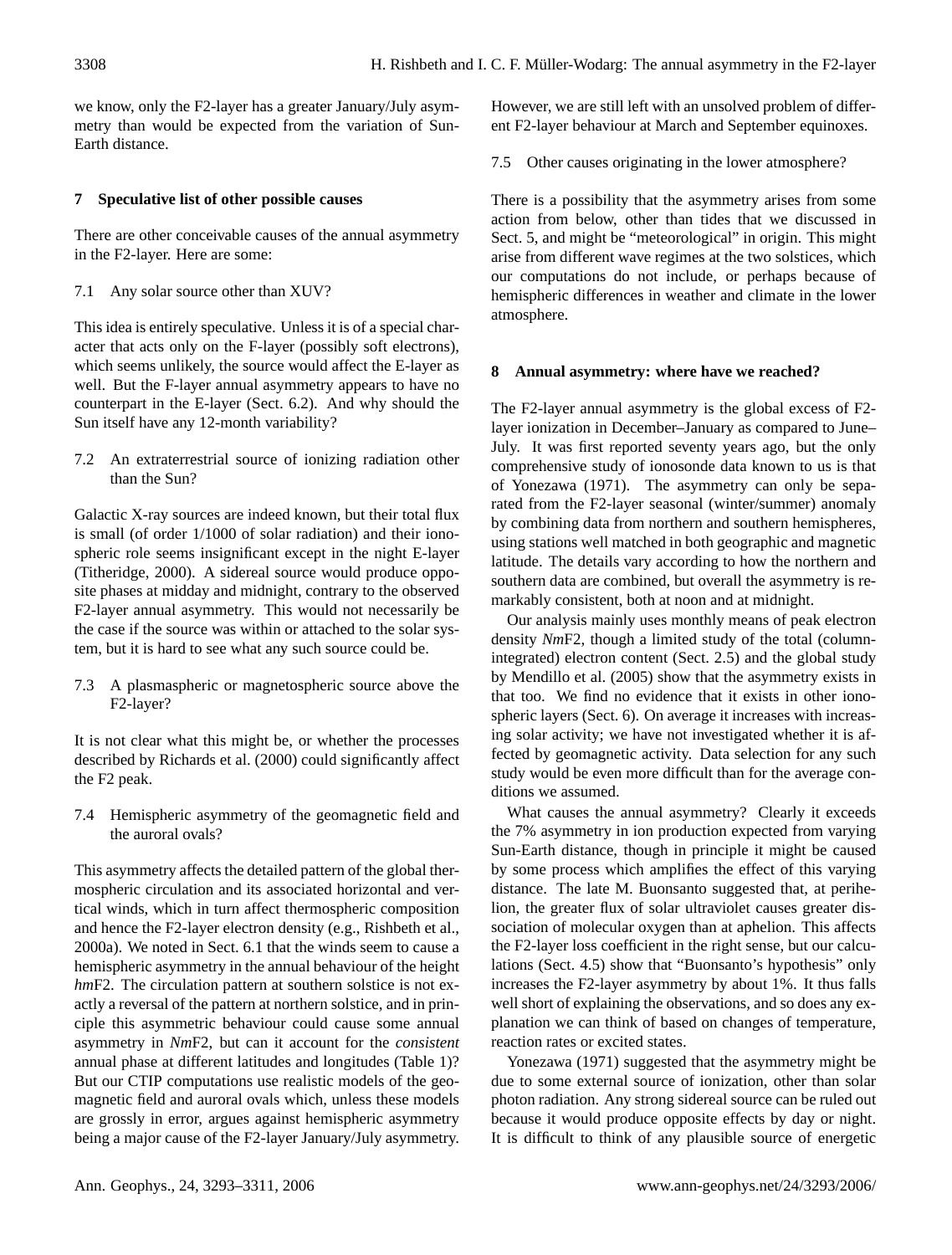we know, only the F2-layer has a greater January/July asymmetry than would be expected from the variation of Sun-Earth distance.

## 7 Speculative list of other possible causes

There are other conceivable causes of the annual asymmetry in the F2-layer. Here are some:

### 7.1 Any solar source other than XUV?

This idea is entirely speculative. Unless it is of a special character that acts only on the F-layer (possibly soft electrons), which seems unlikely, the source would affect the E-layer as well. But the F-layer annual asymmetry appears to have no counterpart in the E-layer (Sect. 6.2). And why should the Sun itself have any 12-month variability?

### 7.2 An extraterrestrial source of ionizing radiation other than the Sun?

Galactic X-ray sources are indeed known, but their total flux is small (of order 1/1000 of solar radiation) and their ionospheric role seems insignificant except in the night E-layer (Titheridge, 2000). A sidereal source would produce opposite phases at midday and midnight, contrary to the observed F2-layer annual asymmetry. This would not necessarily be the case if the source was within or attached to the solar system, but it is hard to see what any such source could be.

### 7.3 A plasmaspheric or magnetospheric source above the F2-layer?

It is not clear what this might be, or whether the processes described by Richards et al. (2000) could significantly affect the F2 peak.

### 7.4 Hemispheric asymmetry of the geomagnetic field and the auroral ovals?

This asymmetry affects the detailed pattern of the global thermospheric circulation and its associated horizontal and vertical winds, which in turn affect thermospheric composition and hence the F2-layer electron density (e.g., Rishbeth et al., 2000a). We noted in Sect. 6.1 that the winds seem to cause a hemispheric asymmetry in the annual behaviour of the height *hm*F2. The circulation pattern at southern solstice is not exactly a reversal of the pattern at northern solstice, and in principle this asymmetric behaviour could cause some annual asymmetry in *Nm*F2, but can it account for the *consistent* annual phase at different latitudes and longitudes (Table 1)? But our CTIP computations use realistic models of the geomagnetic field and auroral ovals which, unless these models are grossly in error, argues against hemispheric asymmetry being a major cause of the F2-layer January/July asymmetry. However, we are still left with an unsolved problem of different F2-layer behaviour at March and September equinoxes.

### 7.5 Other causes originating in the lower atmosphere?

There is a possibility that the asymmetry arises from some action from below, other than tides that we discussed in Sect. 5, and might be "meteorological" in origin. This might arise from different wave regimes at the two solstices, which our computations do not include, or perhaps because of hemispheric differences in weather and climate in the lower atmosphere.

## 8 Annual asymmetry: where have we reached?

The F2-layer annual asymmetry is the global excess of F2-layer ionization in December–January as compared to June–July. It was first reported seventy years ago, but the only comprehensive study of ionosonde data known to us is that of Yonezawa (1971). The asymmetry can only be separated from the F2-layer seasonal (winter/summer) anomaly by combining data from northern and southern hemispheres, using stations well matched in both geographic and magnetic latitude. The details vary according to how the northern and southern data are combined, but overall the asymmetry is remarkably consistent, both at noon and at midnight.

Our analysis mainly uses monthly means of peak electron density *Nm*F2, though a limited study of the total (column-integrated) electron content (Sect. 2.5) and the global study by Mendillo et al. (2005) show that the asymmetry exists in that too. We find no evidence that it exists in other ionospheric layers (Sect. 6). On average it increases with increasing solar activity; we have not investigated whether it is affected by geomagnetic activity. Data selection for any such study would be even more difficult than for the average conditions we assumed.

What causes the annual asymmetry? Clearly it exceeds the 7% asymmetry in ion production expected from varying Sun-Earth distance, though in principle it might be caused by some process which amplifies the effect of this varying distance. The late M. Buonsanto suggested that, at perihelion, the greater flux of solar ultraviolet causes greater dissociation of molecular oxygen than at aphelion. This affects the F2-layer loss coefficient in the right sense, but our calculations (Sect. 4.5) show that "Buonsanto's hypothesis" only increases the F2-layer asymmetry by about 1%. It thus falls well short of explaining the observations, and so does any explanation we can think of based on changes of temperature, reaction rates or excited states.

Yonezawa (1971) suggested that the asymmetry might be due to some external source of ionization, other than solar photon radiation. Any strong sidereal source can be ruled out because it would produce opposite effects by day or night. It is difficult to think of any plausible source of energetic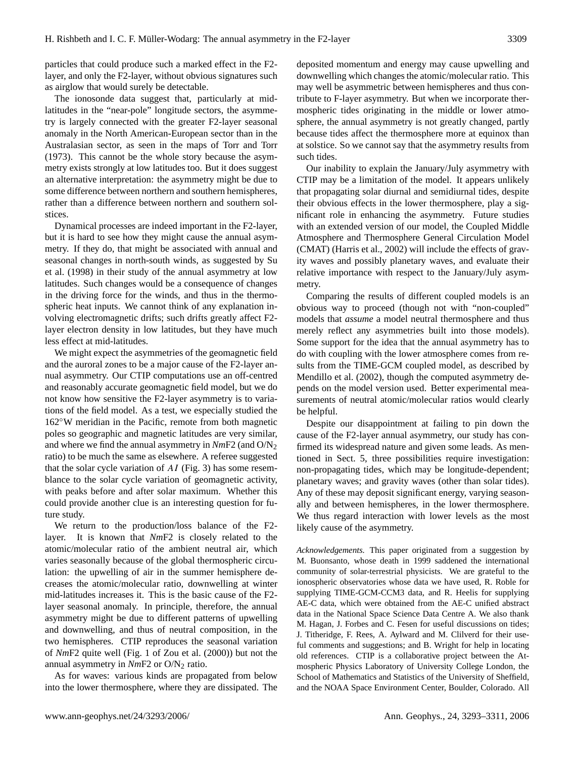particles that could produce such a marked effect in the F2-layer, and only the F2-layer, without obvious signatures such as airglow that would surely be detectable.

The ionosonde data suggest that, particularly at mid-latitudes in the "near-pole" longitude sectors, the asymmetry is largely connected with the greater F2-layer seasonal anomaly in the North American-European sector than in the Australasian sector, as seen in the maps of Torr and Torr (1973). This cannot be the whole story because the asymmetry exists strongly at low latitudes too. But it does suggest an alternative interpretation: the asymmetry might be due to some difference between northern and southern hemispheres, rather than a difference between northern and southern solstices.

Dynamical processes are indeed important in the F2-layer, but it is hard to see how they might cause the annual asymmetry. If they do, that might be associated with annual and seasonal changes in north-south winds, as suggested by Su et al. (1998) in their study of the annual asymmetry at low latitudes. Such changes would be a consequence of changes in the driving force for the winds, and thus in the thermospheric heat inputs. We cannot think of any explanation involving electromagnetic drifts; such drifts greatly affect F2-layer electron density in low latitudes, but they have much less effect at mid-latitudes.

We might expect the asymmetries of the geomagnetic field and the auroral zones to be a major cause of the F2-layer annual asymmetry. Our CTIP computations use an off-centred and reasonably accurate geomagnetic field model, but we do not know how sensitive the F2-layer asymmetry is to variations of the field model. As a test, we especially studied the 162°W meridian in the Pacific, remote from both magnetic poles so geographic and magnetic latitudes are very similar, and where we find the annual asymmetry in *Nm*F2 (and $O/N_2$ ratio) to be much the same as elsewhere. A referee suggested that the solar cycle variation of $AI$ (Fig. 3) has some resemblance to the solar cycle variation of geomagnetic activity, with peaks before and after solar maximum. Whether this could provide another clue is an interesting question for future study.

We return to the production/loss balance of the F2-layer. It is known that *Nm*F2 is closely related to the atomic/molecular ratio of the ambient neutral air, which varies seasonally because of the global thermospheric circulation: the upwelling of air in the summer hemisphere decreases the atomic/molecular ratio, downwelling at winter mid-latitudes increases it. This is the basic cause of the F2-layer seasonal anomaly. In principle, therefore, the annual asymmetry might be due to different patterns of upwelling and downwelling, and thus of neutral composition, in the two hemispheres. CTIP reproduces the seasonal variation of *Nm*F2 quite well (Fig. 1 of Zou et al. (2000)) but not the annual asymmetry in *Nm*F2 or $O/N_2$ ratio.

As for waves: various kinds are propagated from below into the lower thermosphere, where they are dissipated. The deposited momentum and energy may cause upwelling and downwelling which changes the atomic/molecular ratio. This may well be asymmetric between hemispheres and thus contribute to F-layer asymmetry. But when we incorporate thermospheric tides originating in the middle or lower atmosphere, the annual asymmetry is not greatly changed, partly because tides affect the thermosphere more at equinox than at solstice. So we cannot say that the asymmetry results from such tides.

Our inability to explain the January/July asymmetry with CTIP may be a limitation of the model. It appears unlikely that propagating solar diurnal and semidiurnal tides, despite their obvious effects in the lower thermosphere, play a significant role in enhancing the asymmetry. Future studies with an extended version of our model, the Coupled Middle Atmosphere and Thermosphere General Circulation Model (CMAT) (Harris et al., 2002) will include the effects of gravity waves and possibly planetary waves, and evaluate their relative importance with respect to the January/July asymmetry.

Comparing the results of different coupled models is an obvious way to proceed (though not with "non-coupled" models that *assume* a model neutral thermosphere and thus merely reflect any asymmetries built into those models). Some support for the idea that the annual asymmetry has to do with coupling with the lower atmosphere comes from results from the TIME-GCM coupled model, as described by Mendillo et al. (2002), though the computed asymmetry depends on the model version used. Better experimental measurements of neutral atomic/molecular ratios would clearly be helpful.

Despite our disappointment at failing to pin down the cause of the F2-layer annual asymmetry, our study has confirmed its widespread nature and given some leads. As mentioned in Sect. 5, three possibilities require investigation: non-propagating tides, which may be longitude-dependent; planetary waves; and gravity waves (other than solar tides). Any of these may deposit significant energy, varying seasonally and between hemispheres, in the lower thermosphere. We thus regard interaction with lower levels as the most likely cause of the asymmetry.

*Acknowledgements.* This paper originated from a suggestion by M. Buonsanto, whose death in 1999 saddened the international community of solar-terrestrial physicists. We are grateful to the ionospheric observatories whose data we have used, R. Roble for supplying TIME-GCM-CCM3 data, and R. Heelis for supplying AE-C data, which were obtained from the AE-C unified abstract data in the National Space Science Data Centre A. We also thank M. Hagan, J. Forbes and C. Fesen for useful discussions on tides; J. Titheridge, F. Rees, A. Aylward and M. Clilverd for their useful comments and suggestions; and B. Wright for help in locating old references. CTIP is a collaborative project between the Atmospheric Physics Laboratory of University College London, the School of Mathematics and Statistics of the University of Sheffield, and the NOAA Space Environment Center, Boulder, Colorado. All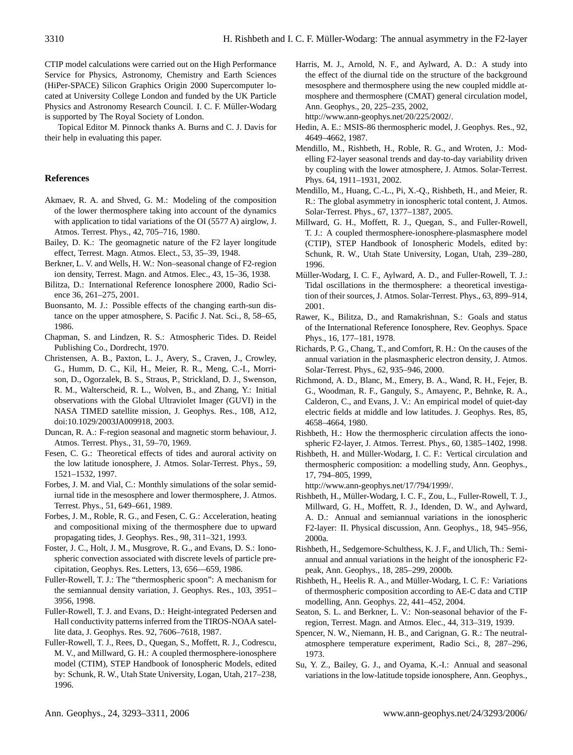CTIP model calculations were carried out on the High Performance Service for Physics, Astronomy, Chemistry and Earth Sciences (HiPer-SPACE) Silicon Graphics Origin 2000 Supercomputer located at University College London and funded by the UK Particle Physics and Astronomy Research Council. I. C. F. Müller-Wodarg is supported by The Royal Society of London.

Topical Editor M. Pinnock thanks A. Burns and C. J. Davis for their help in evaluating this paper.

## References

Akmaev, R. A. and Shved, G. M.: Modeling of the composition of the lower thermosphere taking into account of the dynamics with application to tidal variations of the OI (5577 A) airglow, J. Atmos. Terrest. Phys., 42, 705–716, 1980.

Bailey, D. K.: The geomagnetic nature of the F2 layer longitude effect, Terrest. Magn. Atmos. Elect., 53, 35–39, 1948.

Berkner, L. V. and Wells, H. W.: Non–seasonal change of F2-region ion density, Terrest. Magn. and Atmos. Elec., 43, 15–36, 1938.

Bilitza, D.: International Reference Ionosphere 2000, Radio Science 36, 261–275, 2001.

Buonsanto, M. J.: Possible effects of the changing earth-sun distance on the upper atmosphere, S. Pacific J. Nat. Sci., 8, 58–65, 1986.

Chapman, S. and Lindzen, R. S.: Atmospheric Tides. D. Reidel Publishing Co., Dordrecht, 1970.

Christensen, A. B., Paxton, L. J., Avery, S., Craven, J., Crowley, G., Humm, D. C., Kil, H., Meier, R. R., Meng, C.-I., Morrison, D., Ogorzalek, B. S., Straus, P., Strickland, D. J., Swenson, R. M., Walterscheid, R. L., Wolven, B., and Zhang, Y.: Initial observations with the Global Ultraviolet Imager (GUVI) in the NASA TIMED satellite mission, J. Geophys. Res., 108, A12, doi:10.1029/2003JA009918, 2003.

Duncan, R. A.: F-region seasonal and magnetic storm behaviour, J. Atmos. Terrest. Phys., 31, 59–70, 1969.

Fesen, C. G.: Theoretical effects of tides and auroral activity on the low latitude ionosphere, J. Atmos. Solar-Terrest. Phys., 59, 1521–1532, 1997.

Forbes, J. M. and Vial, C.: Monthly simulations of the solar semidiurnal tide in the mesosphere and lower thermosphere, J. Atmos. Terrest. Phys., 51, 649–661, 1989.

Forbes, J. M., Roble, R. G., and Fesen, C. G.: Acceleration, heating and compositional mixing of the thermosphere due to upward propagating tides, J. Geophys. Res., 98, 311–321, 1993.

Foster, J. C., Holt, J. M., Musgrove, R. G., and Evans, D. S.: Ionospheric convection associated with discrete levels of particle precipitation, Geophys. Res. Letters, 13, 656—659, 1986.

Fuller-Rowell, T. J.: The "thermospheric spoon": A mechanism for the semiannual density variation, J. Geophys. Res., 103, 3951–3956, 1998.

Fuller-Rowell, T. J. and Evans, D.: Height-integrated Pedersen and Hall conductivity patterns inferred from the TIROS-NOAA satellite data, J. Geophys. Res. 92, 7606–7618, 1987.

Fuller-Rowell, T. J., Rees, D., Quegan, S., Moffett, R. J., Codrescu, M. V., and Millward, G. H.: A coupled thermosphere-ionosphere model (CTIM), STEP Handbook of Ionospheric Models, edited by: Schunk, R. W., Utah State University, Logan, Utah, 217–238, 1996.

Harris, M. J., Arnold, N. F., and Aylward, A. D.: A study into the effect of the diurnal tide on the structure of the background mesosphere and thermosphere using the new coupled middle atmosphere and thermosphere (CMAT) general circulation model, Ann. Geophys., 20, 225–235, 2002, http://www.ann-geophys.net/20/225/2002/.

Hedin, A. E.: MSIS-86 thermospheric model, J. Geophys. Res., 92, 4649–4662, 1987.

Mendillo, M., Rishbeth, H., Roble, R. G., and Wroten, J.: Modelling F2-layer seasonal trends and day-to-day variability driven by coupling with the lower atmosphere, J. Atmos. Solar-Terrest. Phys. 64, 1911–1931, 2002.

Mendillo, M., Huang, C.-L., Pi, X.-Q., Rishbeth, H., and Meier, R. R.: The global asymmetry in ionospheric total content, J. Atmos. Solar-Terrest. Phys., 67, 1377–1387, 2005.

Millward, G. H., Moffett, R. J., Quegan, S., and Fuller-Rowell, T. J.: A coupled thermosphere-ionosphere-plasmasphere model (CTIP), STEP Handbook of Ionospheric Models, edited by: Schunk, R. W., Utah State University, Logan, Utah, 239–280, 1996.

Müller-Wodarg, I. C. F., Aylward, A. D., and Fuller-Rowell, T. J.: Tidal oscillations in the thermosphere: a theoretical investigation of their sources, J. Atmos. Solar-Terrest. Phys., 63, 899–914, 2001.

Rawer, K., Bilitza, D., and Ramakrishnan, S.: Goals and status of the International Reference Ionosphere, Rev. Geophys. Space Phys., 16, 177–181, 1978.

Richards, P. G., Chang, T., and Comfort, R. H.: On the causes of the annual variation in the plasmaspheric electron density, J. Atmos. Solar-Terrest. Phys., 62, 935–946, 2000.

Richmond, A. D., Blanc, M., Emery, B. A., Wand, R. H., Fejer, B. G., Woodman, R. F., Ganguly, S., Amayenc, P., Behnke, R. A., Calderon, C., and Evans, J. V.: An empirical model of quiet-day electric fields at middle and low latitudes. J. Geophys. Res, 85, 4658–4664, 1980.

Rishbeth, H.: How the thermospheric circulation affects the ionospheric F2-layer, J. Atmos. Terrest. Phys., 60, 1385–1402, 1998.

Rishbeth, H. and Müller-Wodarg, I. C. F.: Vertical circulation and thermospheric composition: a modelling study, Ann. Geophys., 17, 794–805, 1999, http://www.ann-geophys.net/17/794/1999/.

Rishbeth, H., Müller-Wodarg, I. C. F., Zou, L., Fuller-Rowell, T. J., Millward, G. H., Moffett, R. J., Idenden, D. W., and Aylward, A. D.: Annual and semiannual variations in the ionospheric F2-layer: II. Physical discussion, Ann. Geophys., 18, 945–956, 2000a.

Rishbeth, H., Sedgemore-Schulthess, K. J. F., and Ulich, Th.: Semiannual and annual variations in the height of the ionospheric F2-peak, Ann. Geophys., 18, 285–299, 2000b.

Rishbeth, H., Heelis R. A., and Müller-Wodarg, I. C. F.: Variations of thermospheric composition according to AE-C data and CTIP modelling, Ann. Geophys. 22, 441–452, 2004.

Seaton, S. L. and Berkner, L. V.: Non-seasonal behavior of the F-region, Terrest. Magn. and Atmos. Elec., 44, 313–319, 1939.

Spencer, N. W., Niemann, H. B., and Carignan, G. R.: The neutral-atmosphere temperature experiment, Radio Sci., 8, 287–296, 1973.

Su, Y. Z., Bailey, G. J., and Oyama, K.-I.: Annual and seasonal variations in the low-latitude topside ionosphere, Ann. Geophys.,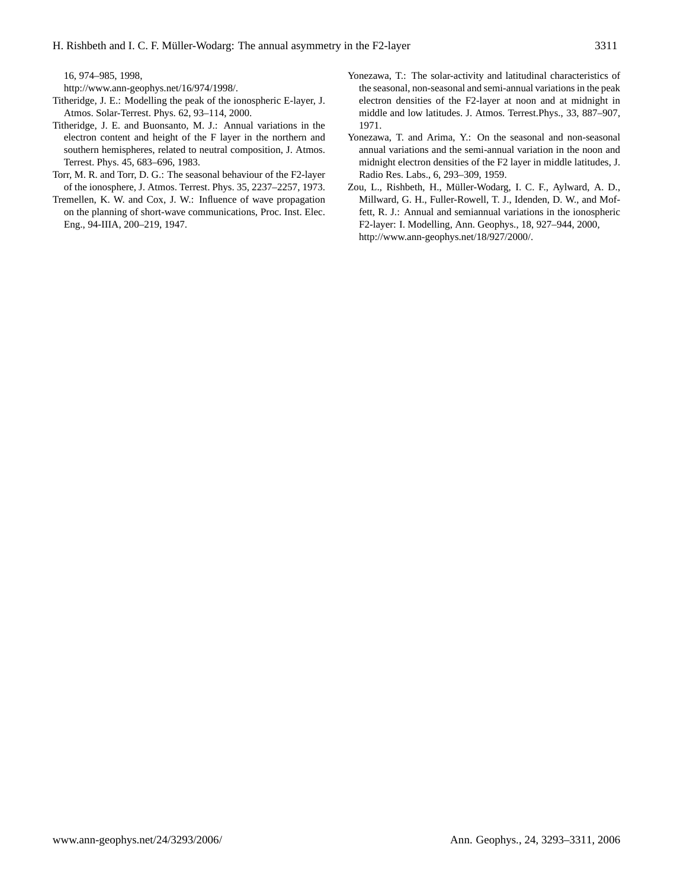16, 974–985, 1998,
http://www.ann-geophys.net/16/974/1998/.

Titheridge, J. E.: Modelling the peak of the ionospheric E-layer, J. Atmos. Solar-Terrest. Phys. 62, 93–114, 2000.

Titheridge, J. E. and Buonsanto, M. J.: Annual variations in the electron content and height of the F layer in the northern and southern hemispheres, related to neutral composition, J. Atmos. Terrest. Phys. 45, 683–696, 1983.

Torr, M. R. and Torr, D. G.: The seasonal behaviour of the F2-layer of the ionosphere, J. Atmos. Terrest. Phys. 35, 2237–2257, 1973.

Tremellen, K. W. and Cox, J. W.: Influence of wave propagation on the planning of short-wave communications, Proc. Inst. Elec. Eng., 94-IIIA, 200–219, 1947.

Yonezawa, T.: The solar-activity and latitudinal characteristics of the seasonal, non-seasonal and semi-annual variations in the peak electron densities of the F2-layer at noon and at midnight in middle and low latitudes. J. Atmos. Terrest.Phys., 33, 887–907, 1971.

Yonezawa, T. and Arima, Y.: On the seasonal and non-seasonal annual variations and the semi-annual variation in the noon and midnight electron densities of the F2 layer in middle latitudes, J. Radio Res. Labs., 6, 293–309, 1959.

Zou, L., Rishbeth, H., Müller-Wodarg, I. C. F., Aylward, A. D., Millward, G. H., Fuller-Rowell, T. J., Idenden, D. W., and Moffett, R. J.: Annual and semiannual variations in the ionospheric F2-layer: I. Modelling, Ann. Geophys., 18, 927–944, 2000,
http://www.ann-geophys.net/18/927/2000/.